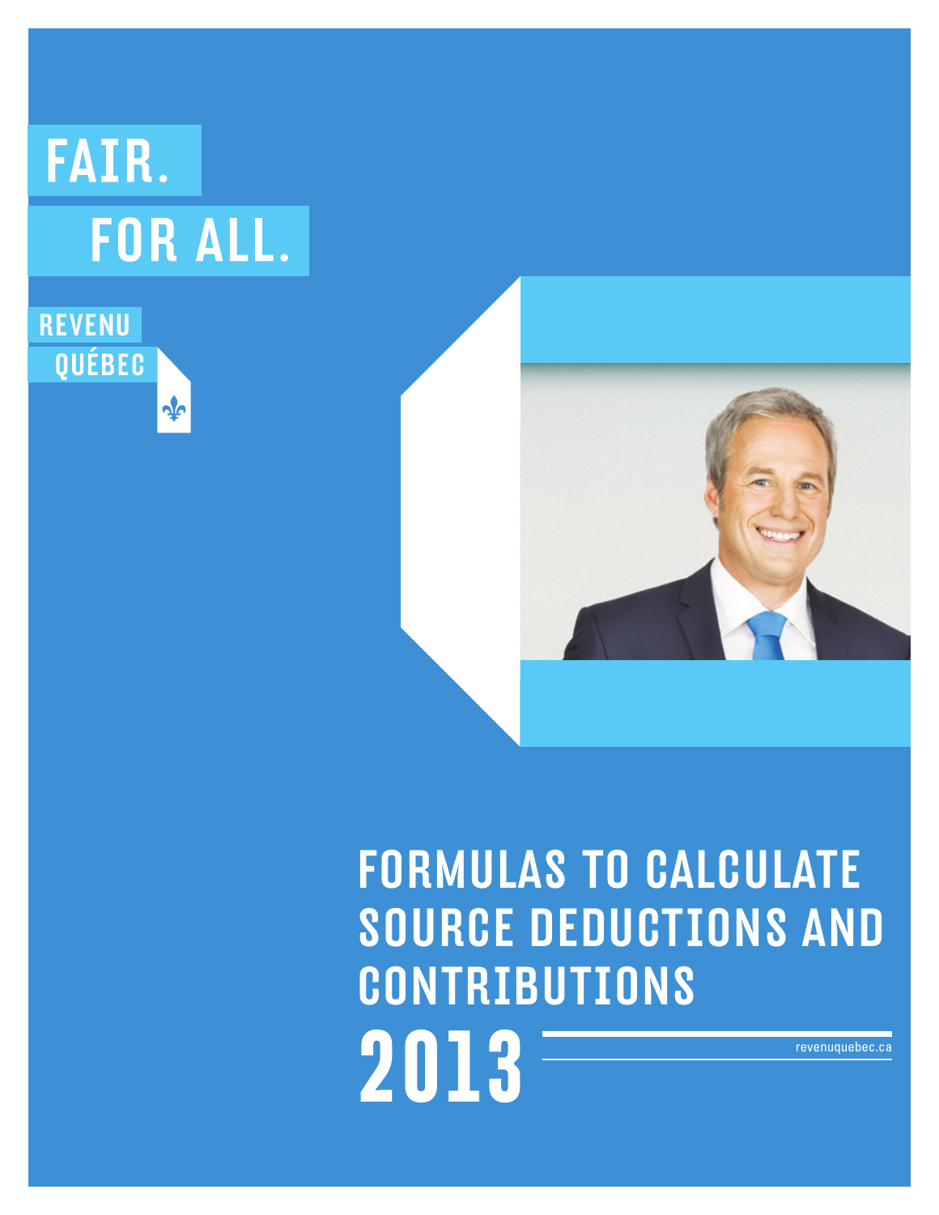FAIR.

FOR ALL.

REVENU QUÉBEC

# FORMULAS TO CALCULATE SOURCE DEDUCTIONS AND CONTRIBUTIONS

# 2013

revenuquebec.ca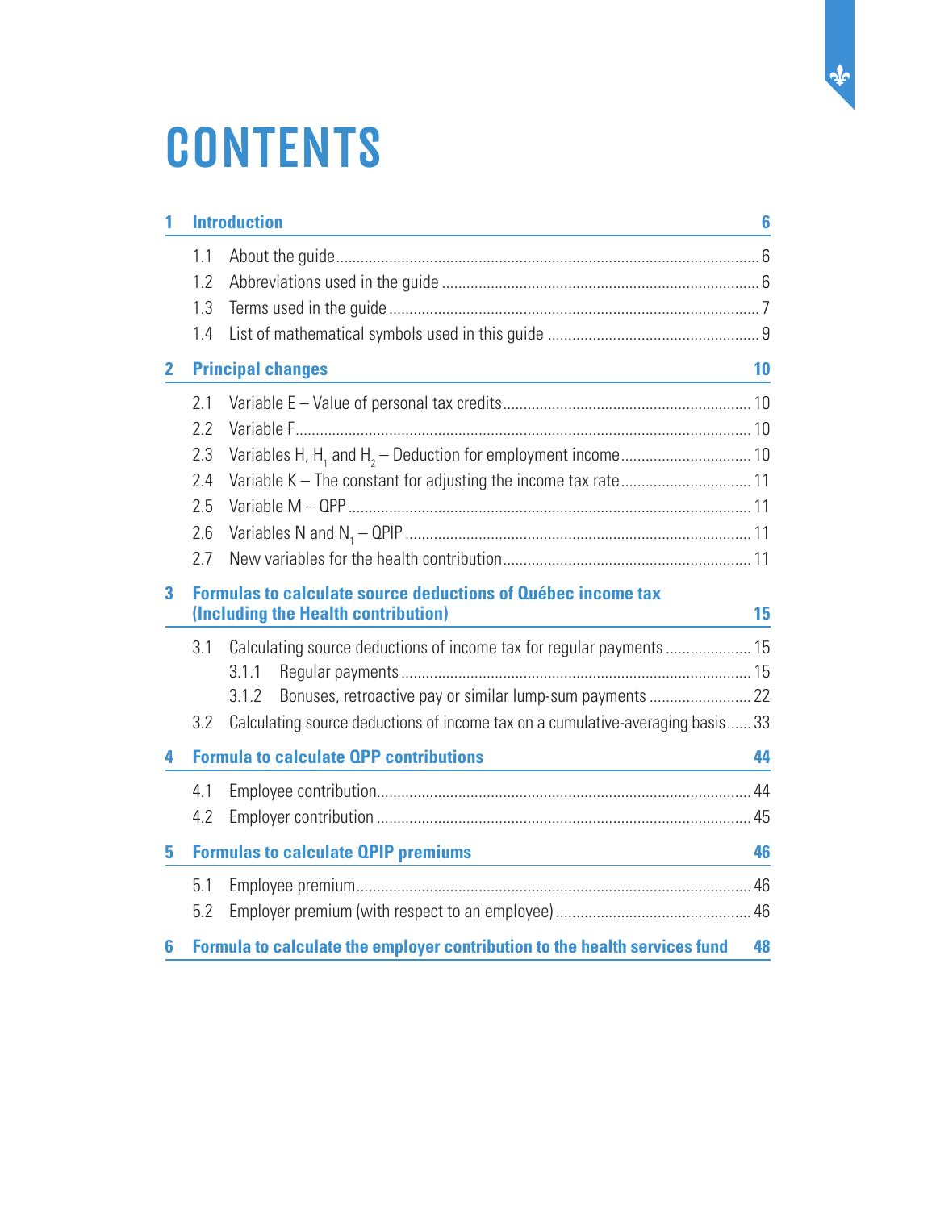# CONTENTS

**1 Introduction** — 6

- 1.1 About the guide — 6
- 1.2 Abbreviations used in the guide — 6
- 1.3 Terms used in the guide — 7
- 1.4 List of mathematical symbols used in this guide — 9

**2 Principal changes** — 10

- 2.1 Variable E – Value of personal tax credits — 10
- 2.2 Variable F — 10
- 2.3 Variables H, $H_1$ and $H_2$ – Deduction for employment income — 10
- 2.4 Variable K – The constant for adjusting the income tax rate — 11
- 2.5 Variable M – QPP — 11
- 2.6 Variables N and $N_1$ – QPIP — 11
- 2.7 New variables for the health contribution — 11

**3 Formulas to calculate source deductions of Québec income tax (Including the Health contribution)** — 15

- 3.1 Calculating source deductions of income tax for regular payments — 15
  - 3.1.1 Regular payments — 15
  - 3.1.2 Bonuses, retroactive pay or similar lump-sum payments — 22
- 3.2 Calculating source deductions of income tax on a cumulative-averaging basis — 33

**4 Formula to calculate QPP contributions** — 44

- 4.1 Employee contribution — 44
- 4.2 Employer contribution — 45

**5 Formulas to calculate QPIP premiums** — 46

- 5.1 Employee premium — 46
- 5.2 Employer premium (with respect to an employee) — 46

**6 Formula to calculate the employer contribution to the health services fund** — 48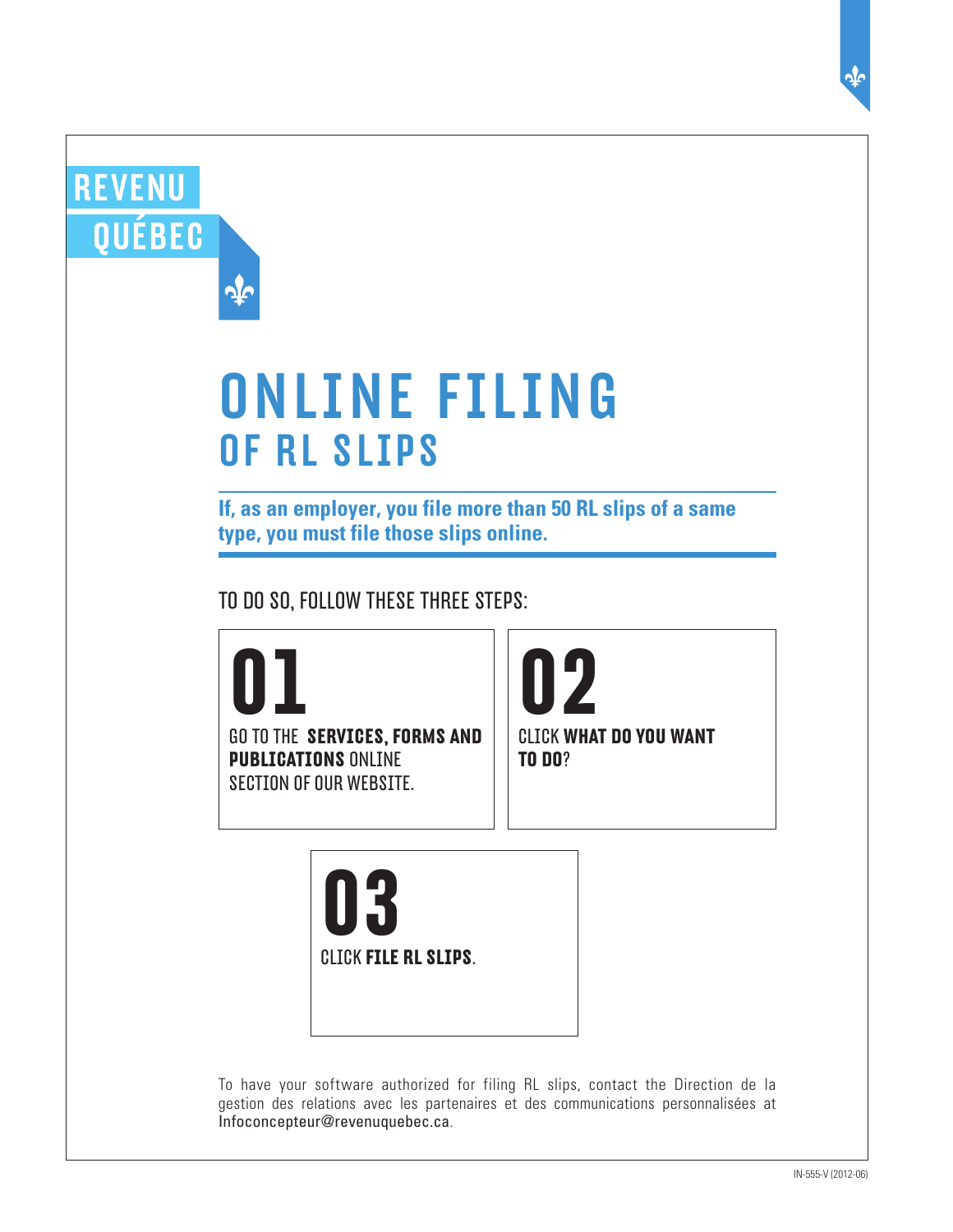REVENU QUÉBEC

# ONLINE FILING
## OF RL SLIPS

**If, as an employer, you file more than 50 RL slips of a same type, you must file those slips online.**

TO DO SO, FOLLOW THESE THREE STEPS:

**01**

GO TO THE **SERVICES, FORMS AND PUBLICATIONS** ONLINE SECTION OF OUR WEBSITE.

**02**

CLICK **WHAT DO YOU WANT TO DO**?

**03**

CLICK **FILE RL SLIPS**.

To have your software authorized for filing RL slips, contact the Direction de la gestion des relations avec les partenaires et des communications personnalisées at Infoconcepteur@revenuquebec.ca.

IN-555-V (2012-06)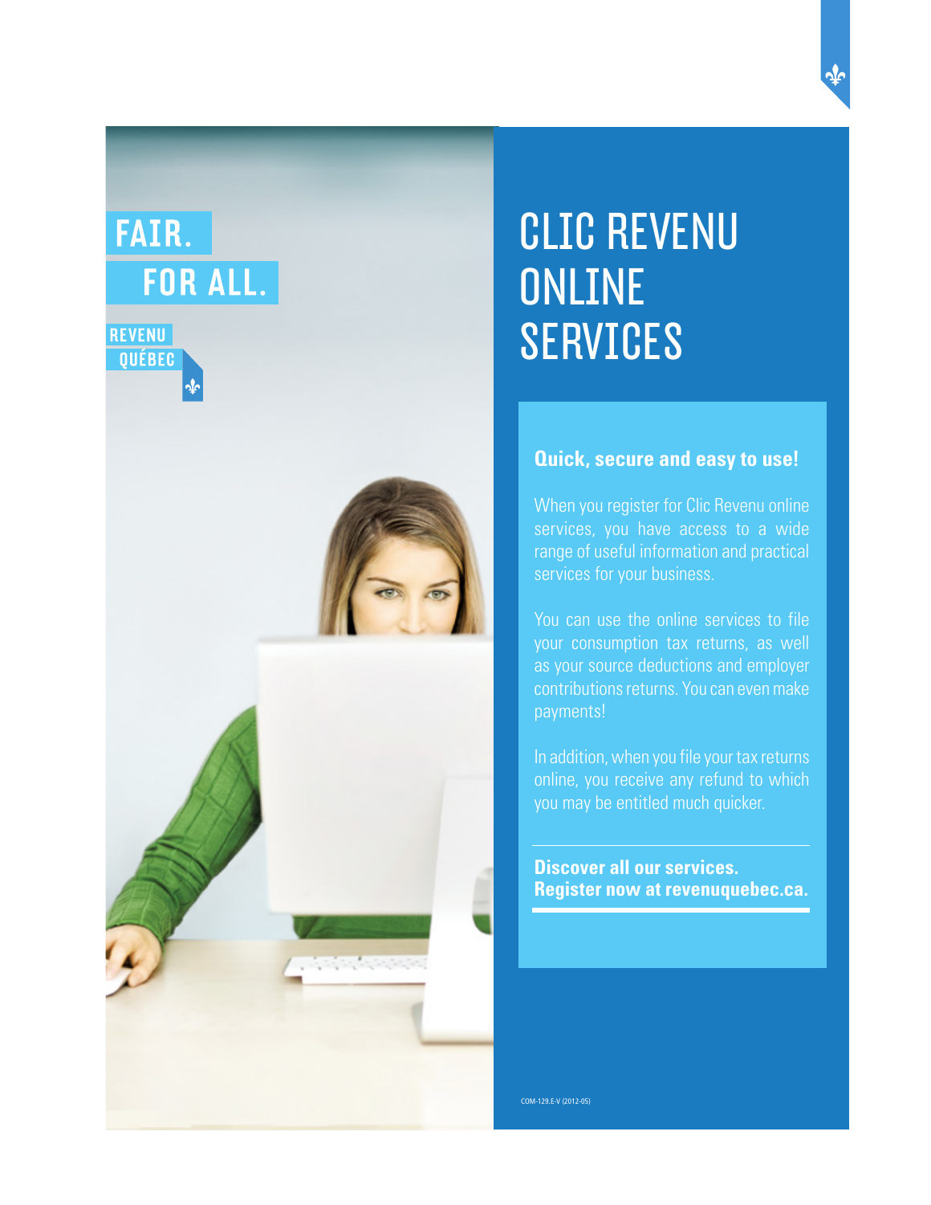FAIR.
FOR ALL.

REVENU
QUÉBEC

# CLIC REVENU ONLINE SERVICES

## Quick, secure and easy to use!

When you register for Clic Revenu online services, you have access to a wide range of useful information and practical services for your business.

You can use the online services to file your consumption tax returns, as well as your source deductions and employer contributions returns. You can even make payments!

In addition, when you file your tax returns online, you receive any refund to which you may be entitled much quicker.

**Discover all our services.**
**Register now at revenuquebec.ca.**

COM-129.E-V (2012-05)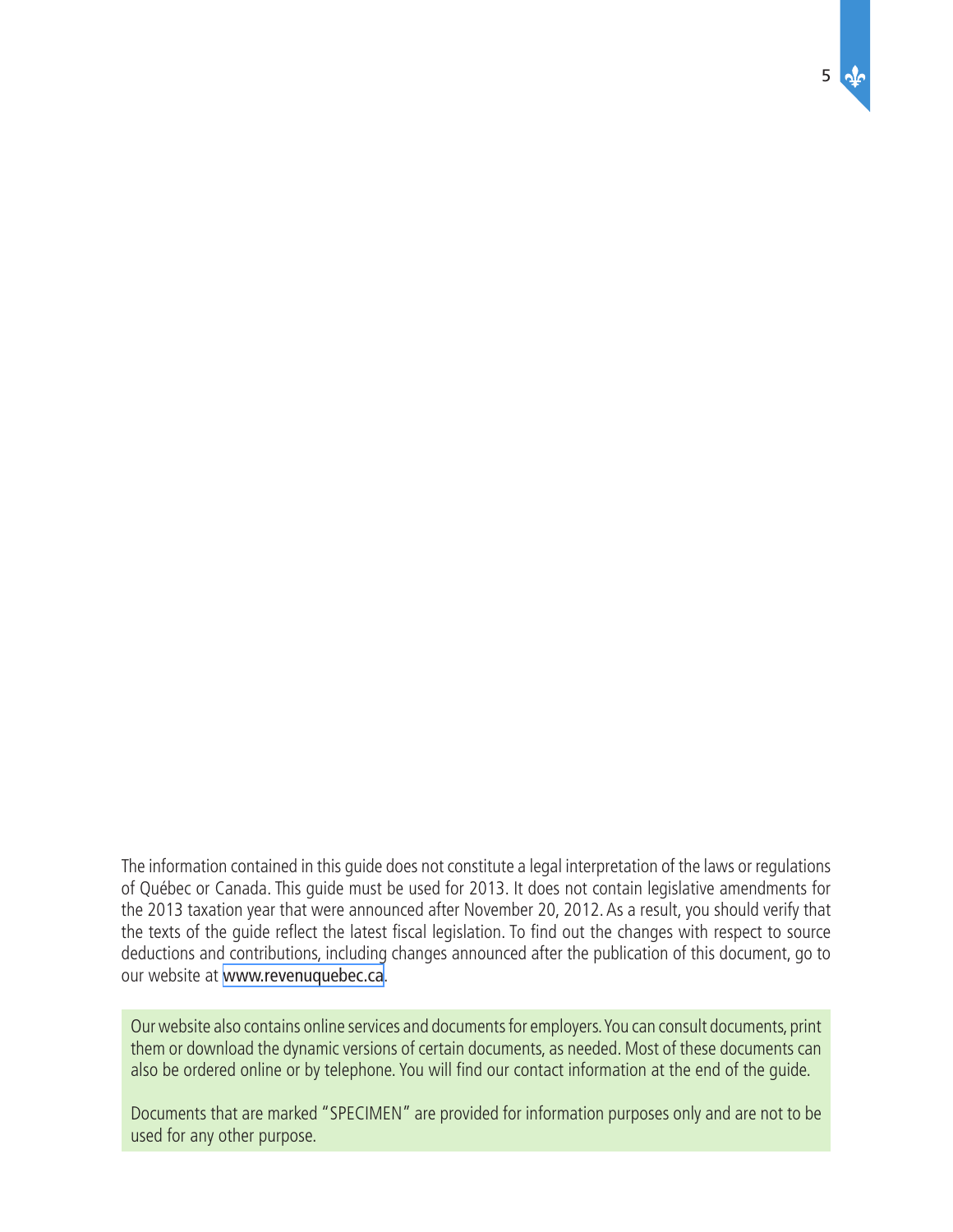The information contained in this guide does not constitute a legal interpretation of the laws or regulations of Québec or Canada. This guide must be used for 2013. It does not contain legislative amendments for the 2013 taxation year that were announced after November 20, 2012. As a result, you should verify that the texts of the guide reflect the latest fiscal legislation. To find out the changes with respect to source deductions and contributions, including changes announced after the publication of this document, go to our website at www.revenuquebec.ca.

Our website also contains online services and documents for employers. You can consult documents, print them or download the dynamic versions of certain documents, as needed. Most of these documents can also be ordered online or by telephone. You will find our contact information at the end of the guide.

Documents that are marked "SPECIMEN" are provided for information purposes only and are not to be used for any other purpose.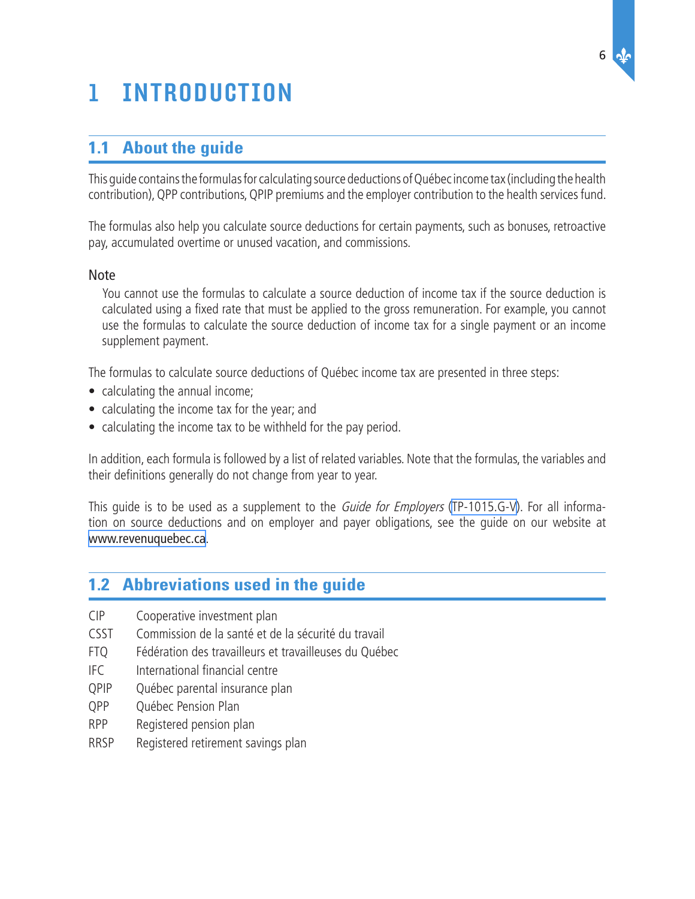# 1 INTRODUCTION

## 1.1 About the guide

This guide contains the formulas for calculating source deductions of Québec income tax (including the health contribution), QPP contributions, QPIP premiums and the employer contribution to the health services fund.

The formulas also help you calculate source deductions for certain payments, such as bonuses, retroactive pay, accumulated overtime or unused vacation, and commissions.

Note

> You cannot use the formulas to calculate a source deduction of income tax if the source deduction is calculated using a fixed rate that must be applied to the gross remuneration. For example, you cannot use the formulas to calculate the source deduction of income tax for a single payment or an income supplement payment.

The formulas to calculate source deductions of Québec income tax are presented in three steps:

- calculating the annual income;
- calculating the income tax for the year; and
- calculating the income tax to be withheld for the pay period.

In addition, each formula is followed by a list of related variables. Note that the formulas, the variables and their definitions generally do not change from year to year.

This guide is to be used as a supplement to the *Guide for Employers* (TP-1015.G-V). For all information on source deductions and on employer and payer obligations, see the guide on our website at www.revenuquebec.ca.

## 1.2 Abbreviations used in the guide

| | |
|---|---|
| CIP | Cooperative investment plan |
| CSST | Commission de la santé et de la sécurité du travail |
| FTQ | Fédération des travailleurs et travailleuses du Québec |
| IFC | International financial centre |
| QPIP | Québec parental insurance plan |
| QPP | Québec Pension Plan |
| RPP | Registered pension plan |
| RRSP | Registered retirement savings plan |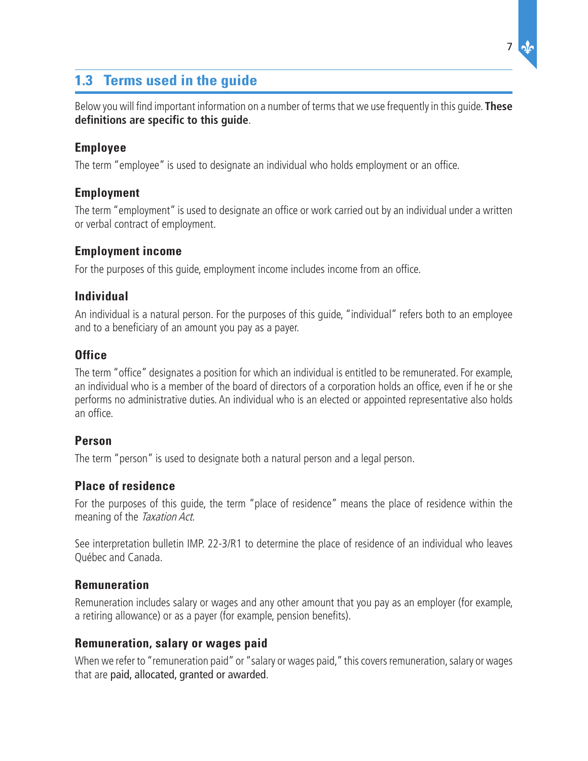## 1.3 Terms used in the guide

Below you will find important information on a number of terms that we use frequently in this guide. **These definitions are specific to this guide**.

### Employee

The term "employee" is used to designate an individual who holds employment or an office.

### Employment

The term "employment" is used to designate an office or work carried out by an individual under a written or verbal contract of employment.

### Employment income

For the purposes of this guide, employment income includes income from an office.

### Individual

An individual is a natural person. For the purposes of this guide, "individual" refers both to an employee and to a beneficiary of an amount you pay as a payer.

### Office

The term "office" designates a position for which an individual is entitled to be remunerated. For example, an individual who is a member of the board of directors of a corporation holds an office, even if he or she performs no administrative duties. An individual who is an elected or appointed representative also holds an office.

### Person

The term "person" is used to designate both a natural person and a legal person.

### Place of residence

For the purposes of this guide, the term "place of residence" means the place of residence within the meaning of the *Taxation Act*.

See interpretation bulletin IMP. 22-3/R1 to determine the place of residence of an individual who leaves Québec and Canada.

### Remuneration

Remuneration includes salary or wages and any other amount that you pay as an employer (for example, a retiring allowance) or as a payer (for example, pension benefits).

### Remuneration, salary or wages paid

When we refer to "remuneration paid" or "salary or wages paid," this covers remuneration, salary or wages that are paid, allocated, granted or awarded.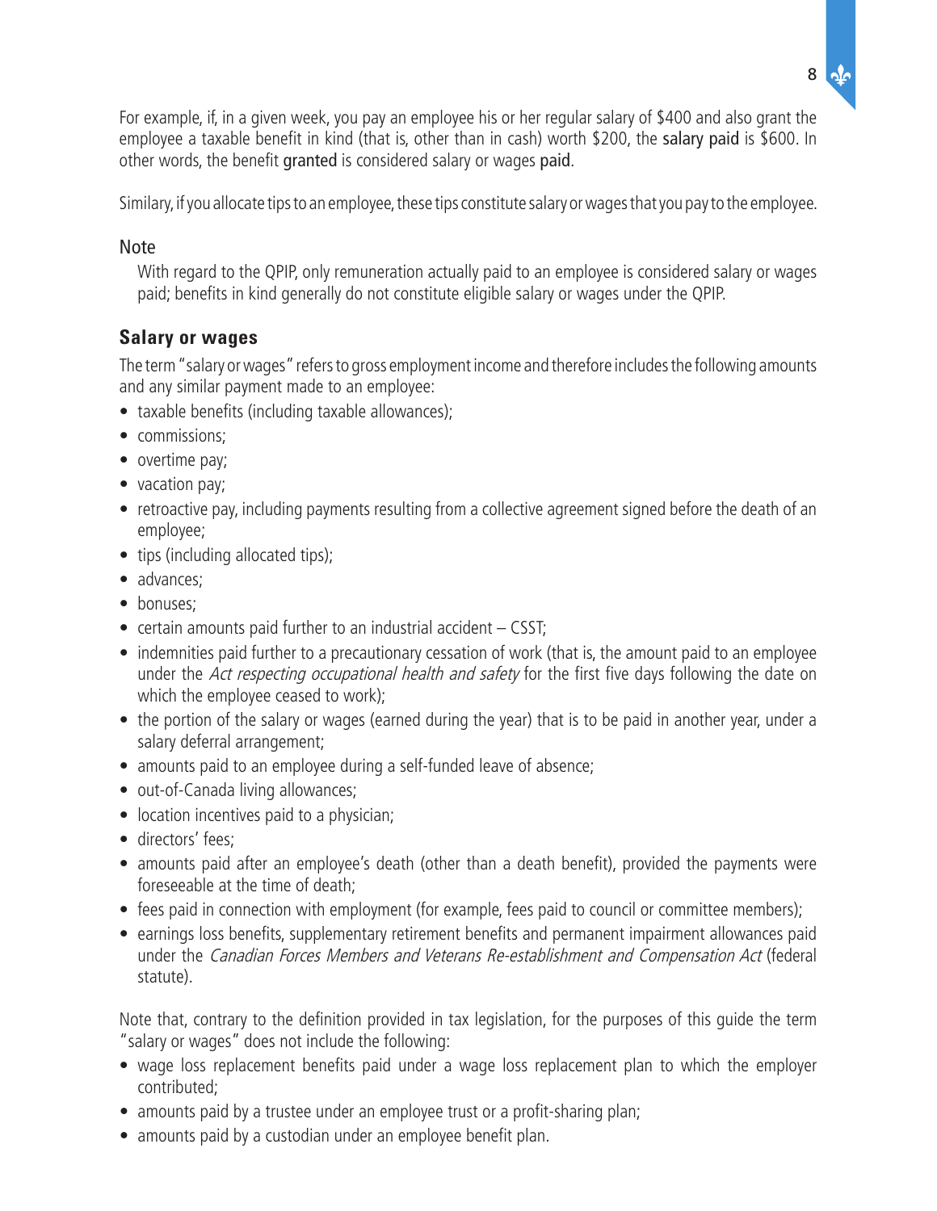For example, if, in a given week, you pay an employee his or her regular salary of $400 and also grant the employee a taxable benefit in kind (that is, other than in cash) worth $200, the salary paid is $600. In other words, the benefit granted is considered salary or wages paid.

Similary, if you allocate tips to an employee, these tips constitute salary or wages that you pay to the employee.

Note

With regard to the QPIP, only remuneration actually paid to an employee is considered salary or wages paid; benefits in kind generally do not constitute eligible salary or wages under the QPIP.

## Salary or wages

The term "salary or wages" refers to gross employment income and therefore includes the following amounts and any similar payment made to an employee:

- taxable benefits (including taxable allowances);
- commissions;
- overtime pay;
- vacation pay;
- retroactive pay, including payments resulting from a collective agreement signed before the death of an employee;
- tips (including allocated tips);
- advances;
- bonuses;
- certain amounts paid further to an industrial accident – CSST;
- indemnities paid further to a precautionary cessation of work (that is, the amount paid to an employee under the *Act respecting occupational health and safety* for the first five days following the date on which the employee ceased to work);
- the portion of the salary or wages (earned during the year) that is to be paid in another year, under a salary deferral arrangement;
- amounts paid to an employee during a self-funded leave of absence;
- out-of-Canada living allowances;
- location incentives paid to a physician;
- directors' fees;
- amounts paid after an employee's death (other than a death benefit), provided the payments were foreseeable at the time of death;
- fees paid in connection with employment (for example, fees paid to council or committee members);
- earnings loss benefits, supplementary retirement benefits and permanent impairment allowances paid under the *Canadian Forces Members and Veterans Re-establishment and Compensation Act* (federal statute).

Note that, contrary to the definition provided in tax legislation, for the purposes of this guide the term "salary or wages" does not include the following:

- wage loss replacement benefits paid under a wage loss replacement plan to which the employer contributed;
- amounts paid by a trustee under an employee trust or a profit-sharing plan;
- amounts paid by a custodian under an employee benefit plan.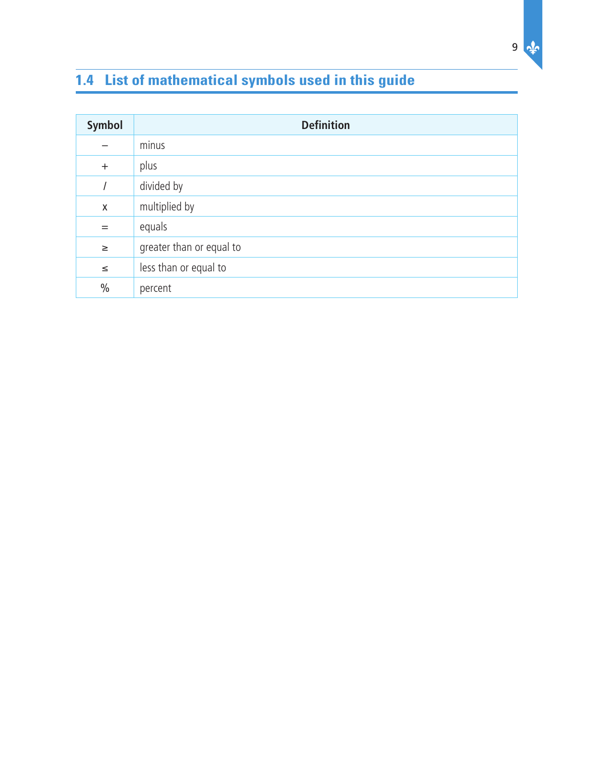## 1.4 List of mathematical symbols used in this guide

| Symbol | Definition |
|---|---|
| – | minus |
| + | plus |
| / | divided by |
| x | multiplied by |
| = | equals |
| ≥ | greater than or equal to |
| ≤ | less than or equal to |
| % | percent |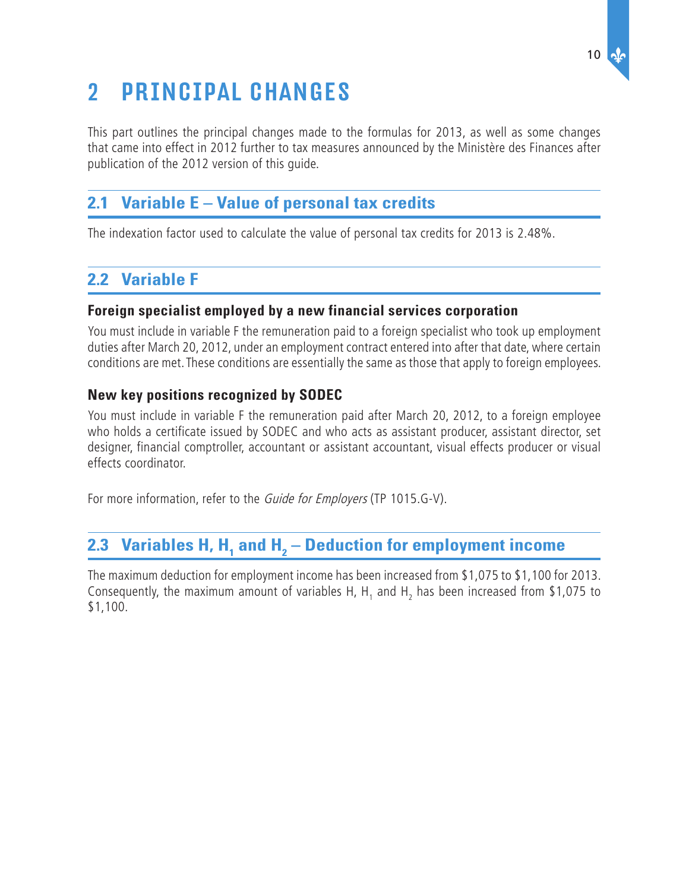# 2 PRINCIPAL CHANGES

This part outlines the principal changes made to the formulas for 2013, as well as some changes that came into effect in 2012 further to tax measures announced by the Ministère des Finances after publication of the 2012 version of this guide.

## 2.1 Variable E – Value of personal tax credits

The indexation factor used to calculate the value of personal tax credits for 2013 is 2.48%.

## 2.2 Variable F

### Foreign specialist employed by a new financial services corporation

You must include in variable F the remuneration paid to a foreign specialist who took up employment duties after March 20, 2012, under an employment contract entered into after that date, where certain conditions are met. These conditions are essentially the same as those that apply to foreign employees.

### New key positions recognized by SODEC

You must include in variable F the remuneration paid after March 20, 2012, to a foreign employee who holds a certificate issued by SODEC and who acts as assistant producer, assistant director, set designer, financial comptroller, accountant or assistant accountant, visual effects producer or visual effects coordinator.

For more information, refer to the *Guide for Employers* (TP 1015.G-V).

## 2.3 Variables H, $H_1$ and $H_2$ – Deduction for employment income

The maximum deduction for employment income has been increased from $1,075 to $1,100 for 2013. Consequently, the maximum amount of variables H, $H_1$ and $H_2$ has been increased from $1,075 to $1,100.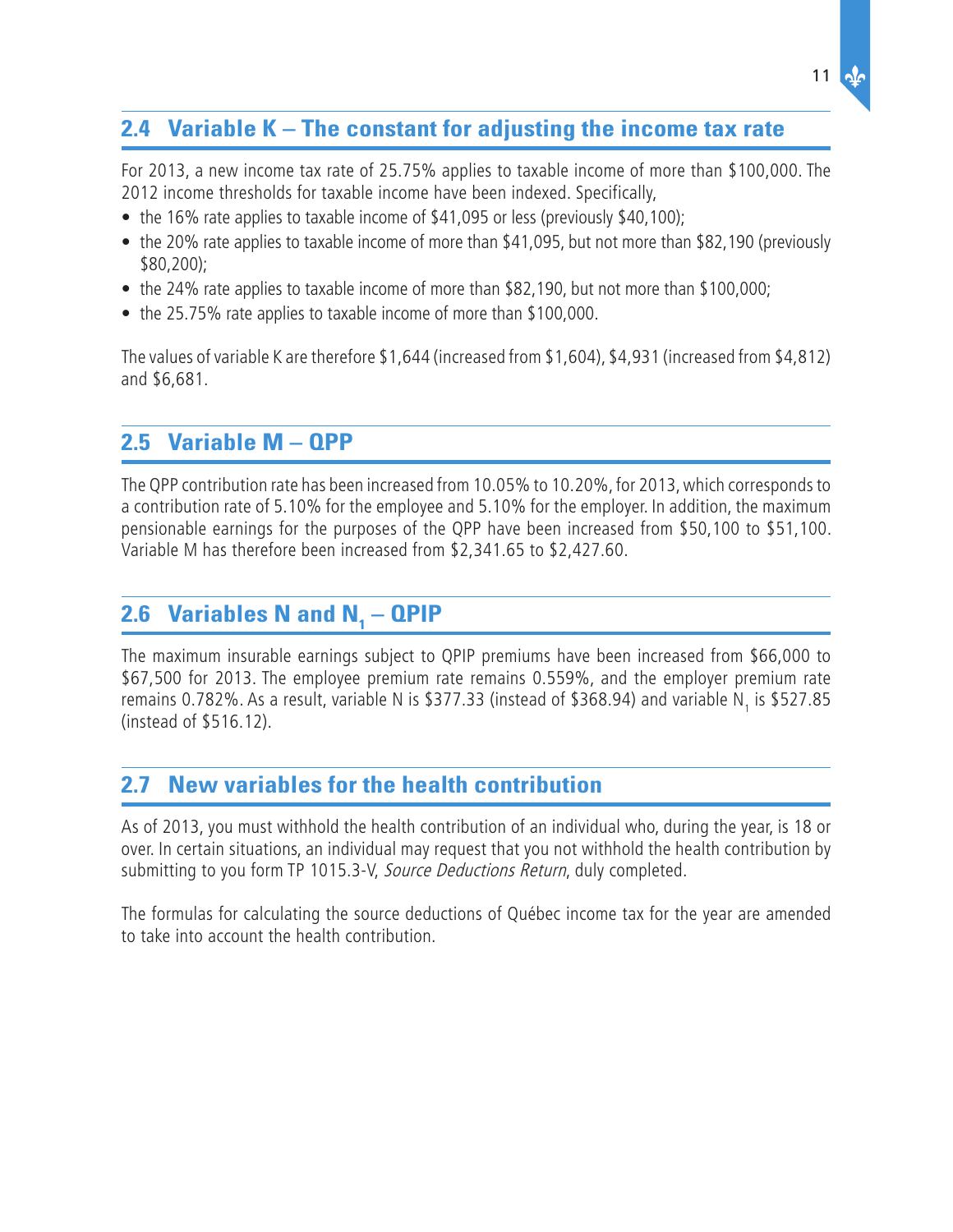## 2.4 Variable K – The constant for adjusting the income tax rate

For 2013, a new income tax rate of 25.75% applies to taxable income of more than $100,000. The 2012 income thresholds for taxable income have been indexed. Specifically,

- the 16% rate applies to taxable income of $41,095 or less (previously $40,100);
- the 20% rate applies to taxable income of more than $41,095, but not more than $82,190 (previously $80,200);
- the 24% rate applies to taxable income of more than $82,190, but not more than $100,000;
- the 25.75% rate applies to taxable income of more than $100,000.

The values of variable K are therefore $1,644 (increased from $1,604), $4,931 (increased from $4,812) and $6,681.

## 2.5 Variable M – QPP

The QPP contribution rate has been increased from 10.05% to 10.20%, for 2013, which corresponds to a contribution rate of 5.10% for the employee and 5.10% for the employer. In addition, the maximum pensionable earnings for the purposes of the QPP have been increased from $50,100 to $51,100. Variable M has therefore been increased from $2,341.65 to $2,427.60.

## 2.6 Variables N and $N_1$ – QPIP

The maximum insurable earnings subject to QPIP premiums have been increased from $66,000 to $67,500 for 2013. The employee premium rate remains 0.559%, and the employer premium rate remains 0.782%. As a result, variable N is $377.33 (instead of $368.94) and variable $N_1$ is $527.85 (instead of $516.12).

## 2.7 New variables for the health contribution

As of 2013, you must withhold the health contribution of an individual who, during the year, is 18 or over. In certain situations, an individual may request that you not withhold the health contribution by submitting to you form TP 1015.3-V, *Source Deductions Return*, duly completed.

The formulas for calculating the source deductions of Québec income tax for the year are amended to take into account the health contribution.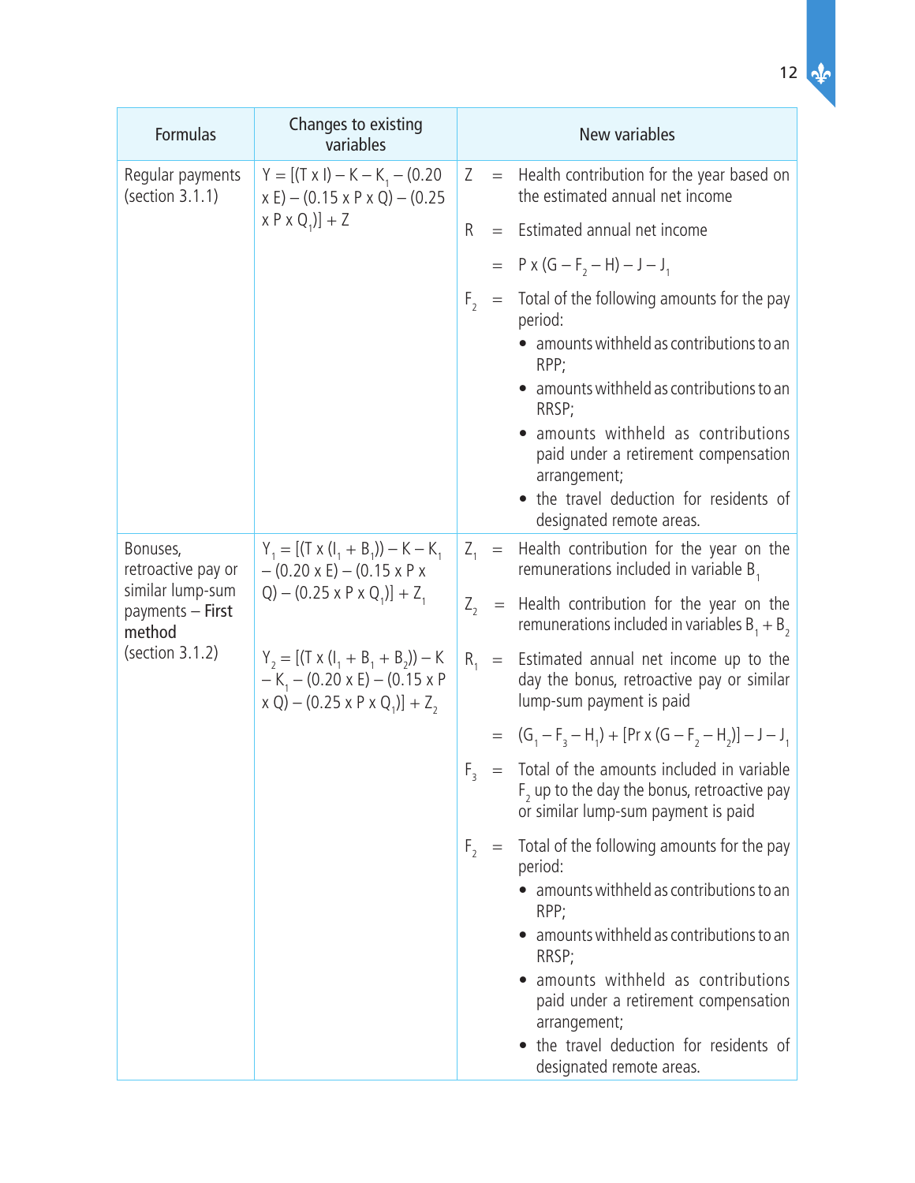| Formulas | Changes to existing variables | New variables |
|---|---|---|
| Regular payments (section 3.1.1) | $Y = [(T \times I) - K - K_1 - (0.20 \times E) - (0.15 \times P \times Q) - (0.25 \times P \times Q_1)] + Z$ | $Z$ = Health contribution for the year based on the estimated annual net income<br><br>$R$ = Estimated annual net income<br>= $P \times (G - F_2 - H) - J - J_1$<br><br>$F_2$ = Total of the following amounts for the pay period:<br>• amounts withheld as contributions to an RPP;<br>• amounts withheld as contributions to an RRSP;<br>• amounts withheld as contributions paid under a retirement compensation arrangement;<br>• the travel deduction for residents of designated remote areas. |
| Bonuses, retroactive pay or similar lump-sum payments – **First method** (section 3.1.2) | $Y_1 = [(T \times (I_1 + B_1)) - K - K_1 - (0.20 \times E) - (0.15 \times P \times Q) - (0.25 \times P \times Q_1)] + Z_1$<br><br>$Y_2 = [(T \times (I_1 + B_1 + B_2)) - K - K_1 - (0.20 \times E) - (0.15 \times P \times Q) - (0.25 \times P \times Q_1)] + Z_2$ | $Z_1$ = Health contribution for the year on the remunerations included in variable $B_1$<br><br>$Z_2$ = Health contribution for the year on the remunerations included in variables $B_1 + B_2$<br><br>$R_1$ = Estimated annual net income up to the day the bonus, retroactive pay or similar lump-sum payment is paid<br>= $(G_1 - F_3 - H_1) + [Pr \times (G - F_2 - H_2)] - J - J_1$<br><br>$F_3$ = Total of the amounts included in variable $F_2$ up to the day the bonus, retroactive pay or similar lump-sum payment is paid<br><br>$F_2$ = Total of the following amounts for the pay period:<br>• amounts withheld as contributions to an RPP;<br>• amounts withheld as contributions to an RRSP;<br>• amounts withheld as contributions paid under a retirement compensation arrangement;<br>• the travel deduction for residents of designated remote areas. |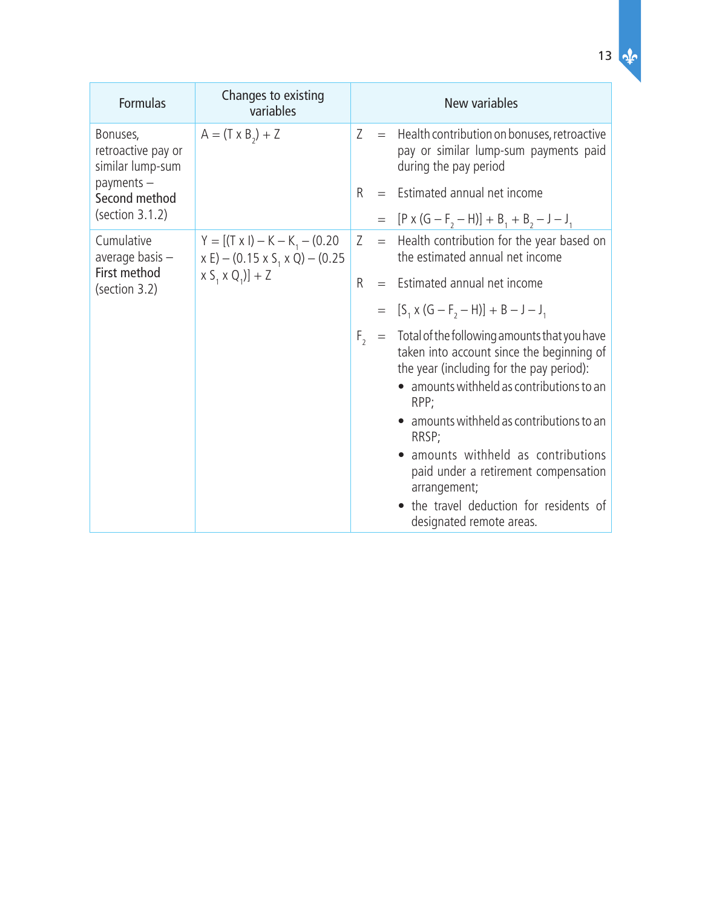| Formulas | Changes to existing variables | New variables |
|---|---|---|
| Bonuses, retroactive pay or similar lump-sum payments – **Second method** (section 3.1.2) | $A = (T \times B_2) + Z$ | Z = Health contribution on bonuses, retroactive pay or similar lump-sum payments paid during the pay period<br><br>R = Estimated annual net income<br>= $[P \times (G - F_2 - H)] + B_1 + B_2 - J - J_1$ |
| Cumulative average basis – **First method** (section 3.2) | $Y = [(T \times I) - K - K_1 - (0.20 \times E) - (0.15 \times S_1 \times Q) - (0.25 \times S_1 \times Q_1)] + Z$ | Z = Health contribution for the year based on the estimated annual net income<br><br>R = Estimated annual net income<br>= $[S_1 \times (G - F_2 - H)] + B - J - J_1$<br><br>$F_2$ = Total of the following amounts that you have taken into account since the beginning of the year (including for the pay period):<br>• amounts withheld as contributions to an RPP;<br>• amounts withheld as contributions to an RRSP;<br>• amounts withheld as contributions paid under a retirement compensation arrangement;<br>• the travel deduction for residents of designated remote areas. |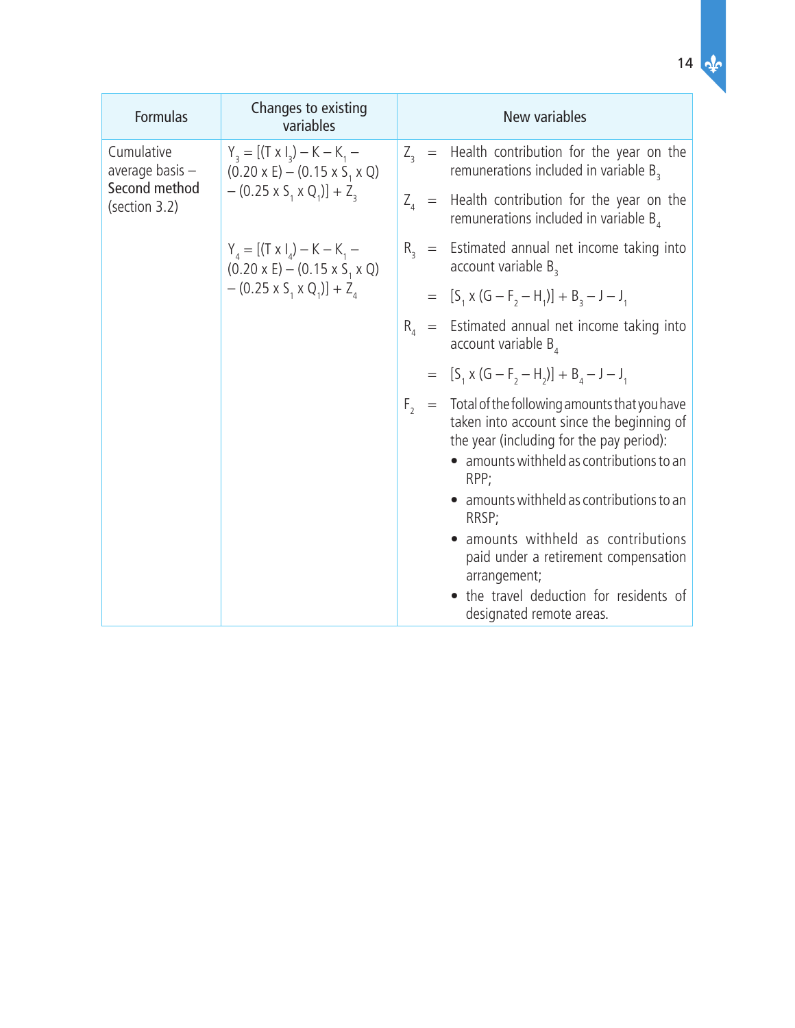| Formulas | Changes to existing variables | New variables |
|---|---|---|
| Cumulative average basis – **Second method** (section 3.2) | $Y_3 = [(T \times I_3) - K - K_1 - (0.20 \times E) - (0.15 \times S_1 \times Q) - (0.25 \times S_1 \times Q_1)] + Z_3$<br><br>$Y_4 = [(T \times I_4) - K - K_1 - (0.20 \times E) - (0.15 \times S_1 \times Q) - (0.25 \times S_1 \times Q_1)] + Z_4$ | $Z_3$ = Health contribution for the year on the remunerations included in variable $B_3$<br><br>$Z_4$ = Health contribution for the year on the remunerations included in variable $B_4$<br><br>$R_3$ = Estimated annual net income taking into account variable $B_3$<br>= $[S_1 \times (G - F_2 - H_1)] + B_3 - J - J_1$<br><br>$R_4$ = Estimated annual net income taking into account variable $B_4$<br>= $[S_1 \times (G - F_2 - H_1)] + B_4 - J - J_1$<br><br>$F_2$ = Total of the following amounts that you have taken into account since the beginning of the year (including for the pay period):<br>• amounts withheld as contributions to an RPP;<br>• amounts withheld as contributions to an RRSP;<br>• amounts withheld as contributions paid under a retirement compensation arrangement;<br>• the travel deduction for residents of designated remote areas. |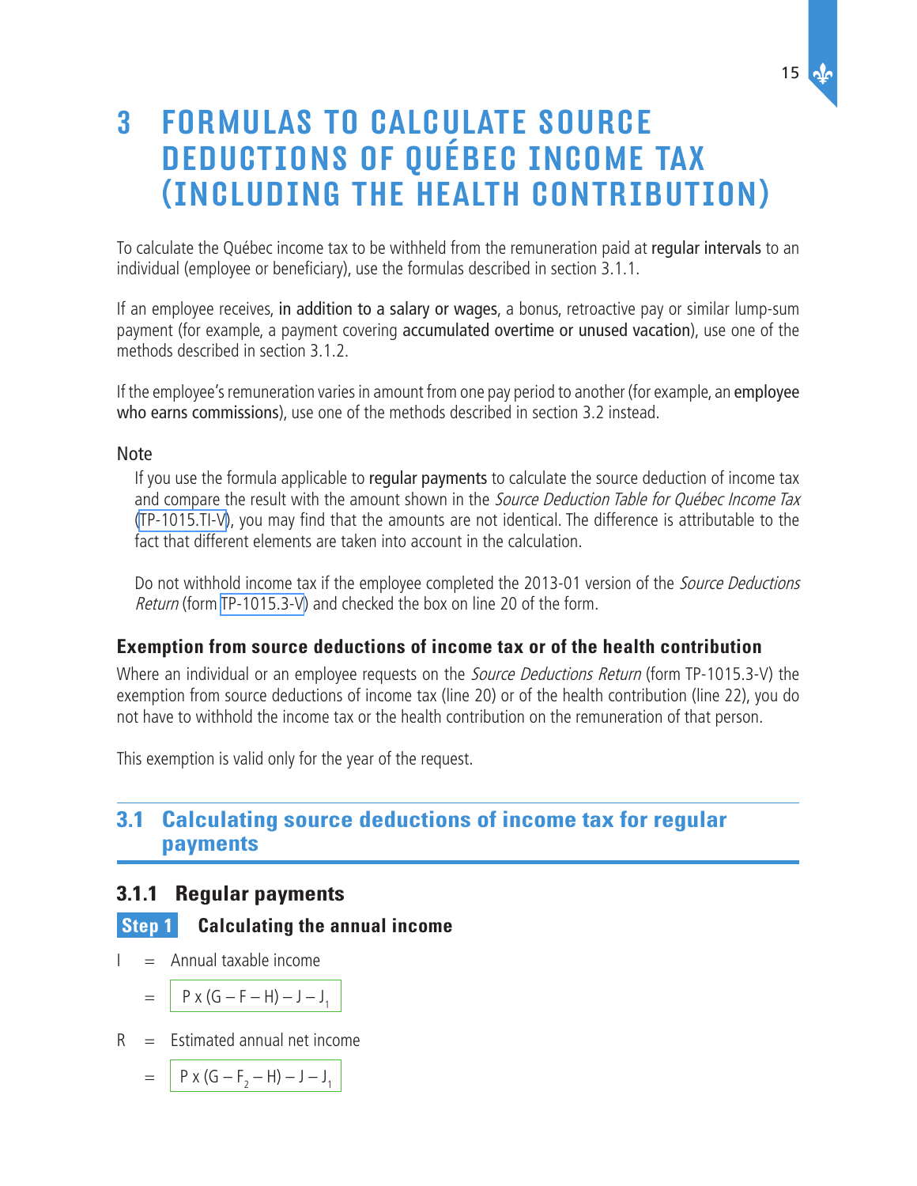# 3 FORMULAS TO CALCULATE SOURCE DEDUCTIONS OF QUÉBEC INCOME TAX (INCLUDING THE HEALTH CONTRIBUTION)

To calculate the Québec income tax to be withheld from the remuneration paid at regular intervals to an individual (employee or beneficiary), use the formulas described in section 3.1.1.

If an employee receives, in addition to a salary or wages, a bonus, retroactive pay or similar lump-sum payment (for example, a payment covering accumulated overtime or unused vacation), use one of the methods described in section 3.1.2.

If the employee's remuneration varies in amount from one pay period to another (for example, an employee who earns commissions), use one of the methods described in section 3.2 instead.

Note

> If you use the formula applicable to regular payments to calculate the source deduction of income tax and compare the result with the amount shown in the *Source Deduction Table for Québec Income Tax* (TP-1015.TI-V), you may find that the amounts are not identical. The difference is attributable to the fact that different elements are taken into account in the calculation.
>
> Do not withhold income tax if the employee completed the 2013-01 version of the *Source Deductions Return* (form TP-1015.3-V) and checked the box on line 20 of the form.

### Exemption from source deductions of income tax or of the health contribution

Where an individual or an employee requests on the *Source Deductions Return* (form TP-1015.3-V) the exemption from source deductions of income tax (line 20) or of the health contribution (line 22), you do not have to withhold the income tax or the health contribution on the remuneration of that person.

This exemption is valid only for the year of the request.

## 3.1 Calculating source deductions of income tax for regular payments

### 3.1.1 Regular payments

**Step 1** Calculating the annual income

I = Annual taxable income

$$= P \times (G - F - H) - J - J_1$$

R = Estimated annual net income

$$= P \times (G - F_2 - H) - J - J_1$$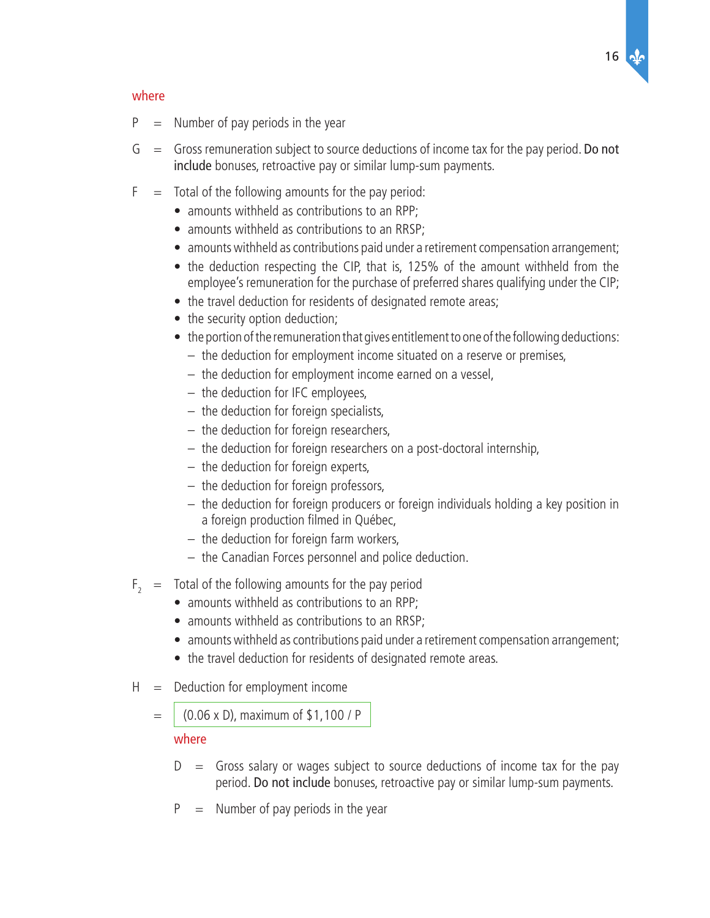where

P = Number of pay periods in the year

G = Gross remuneration subject to source deductions of income tax for the pay period. **Do not include** bonuses, retroactive pay or similar lump-sum payments.

F = Total of the following amounts for the pay period:

- amounts withheld as contributions to an RPP;
- amounts withheld as contributions to an RRSP;
- amounts withheld as contributions paid under a retirement compensation arrangement;
- the deduction respecting the CIP, that is, 125% of the amount withheld from the employee's remuneration for the purchase of preferred shares qualifying under the CIP;
- the travel deduction for residents of designated remote areas;
- the security option deduction;
- the portion of the remuneration that gives entitlement to one of the following deductions:
  - the deduction for employment income situated on a reserve or premises,
  - the deduction for employment income earned on a vessel,
  - the deduction for IFC employees,
  - the deduction for foreign specialists,
  - the deduction for foreign researchers,
  - the deduction for foreign researchers on a post-doctoral internship,
  - the deduction for foreign experts,
  - the deduction for foreign professors,
  - the deduction for foreign producers or foreign individuals holding a key position in a foreign production filmed in Québec,
  - the deduction for foreign farm workers,
  - the Canadian Forces personnel and police deduction.

$F_2$ = Total of the following amounts for the pay period

- amounts withheld as contributions to an RPP;
- amounts withheld as contributions to an RRSP;
- amounts withheld as contributions paid under a retirement compensation arrangement;
- the travel deduction for residents of designated remote areas.

H = Deduction for employment income

= (0.06 x D), maximum of $1,100 / P

where

D = Gross salary or wages subject to source deductions of income tax for the pay period. **Do not include** bonuses, retroactive pay or similar lump-sum payments.

P = Number of pay periods in the year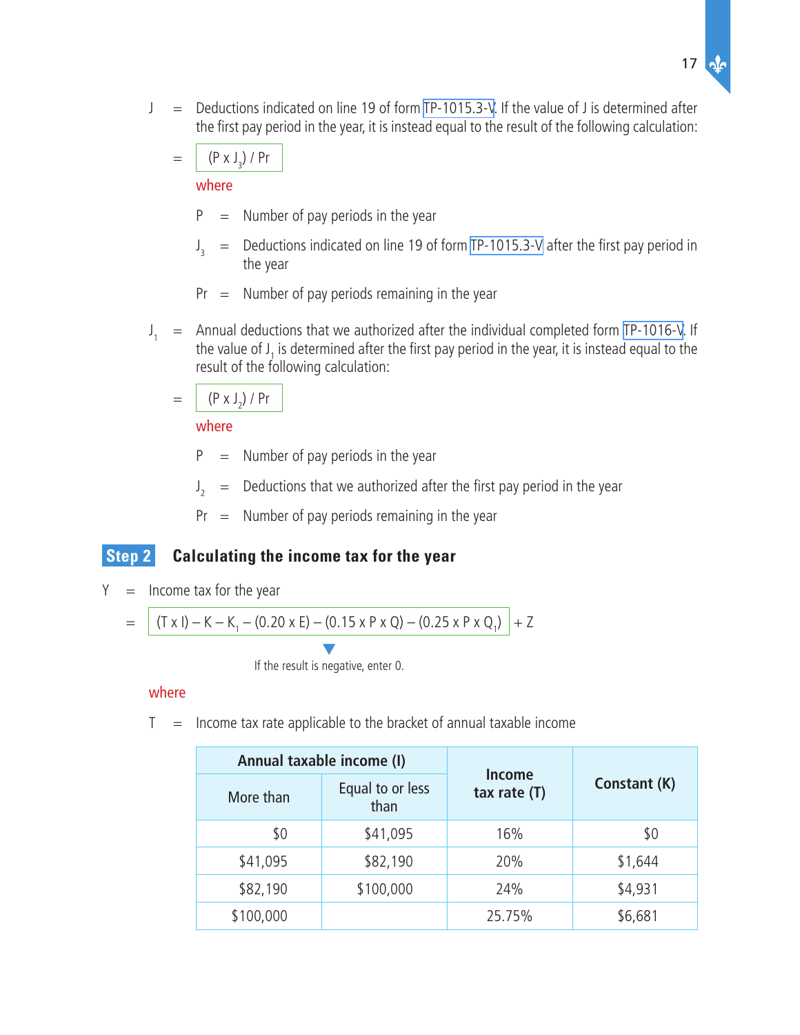$J$ = Deductions indicated on line 19 of form TP-1015.3-V. If the value of J is determined after the first pay period in the year, it is instead equal to the result of the following calculation:

= $(P \times J_3) / Pr$

where

- $P$ = Number of pay periods in the year
- $J_3$ = Deductions indicated on line 19 of form TP-1015.3-V after the first pay period in the year
- $Pr$ = Number of pay periods remaining in the year

$J_1$ = Annual deductions that we authorized after the individual completed form TP-1016-V. If the value of $J_1$ is determined after the first pay period in the year, it is instead equal to the result of the following calculation:

= $(P \times J_2) / Pr$

where

- $P$ = Number of pay periods in the year
- $J_2$ = Deductions that we authorized after the first pay period in the year
- $Pr$ = Number of pay periods remaining in the year

## Step 2 Calculating the income tax for the year

$Y$ = Income tax for the year

= $(T \times I) - K - K_1 - (0.20 \times E) - (0.15 \times P \times Q) - (0.25 \times P \times Q_1)$ + Z

If the result is negative, enter 0.

where

$T$ = Income tax rate applicable to the bracket of annual taxable income

| Annual taxable income (I) | | Income tax rate (T) | Constant (K) |
|---|---|---|---|
| More than | Equal to or less than | | |
| $0 | $41,095 | 16% | $0 |
| $41,095 | $82,190 | 20% | $1,644 |
| $82,190 | $100,000 | 24% | $4,931 |
| $100,000 | | 25.75% | $6,681 |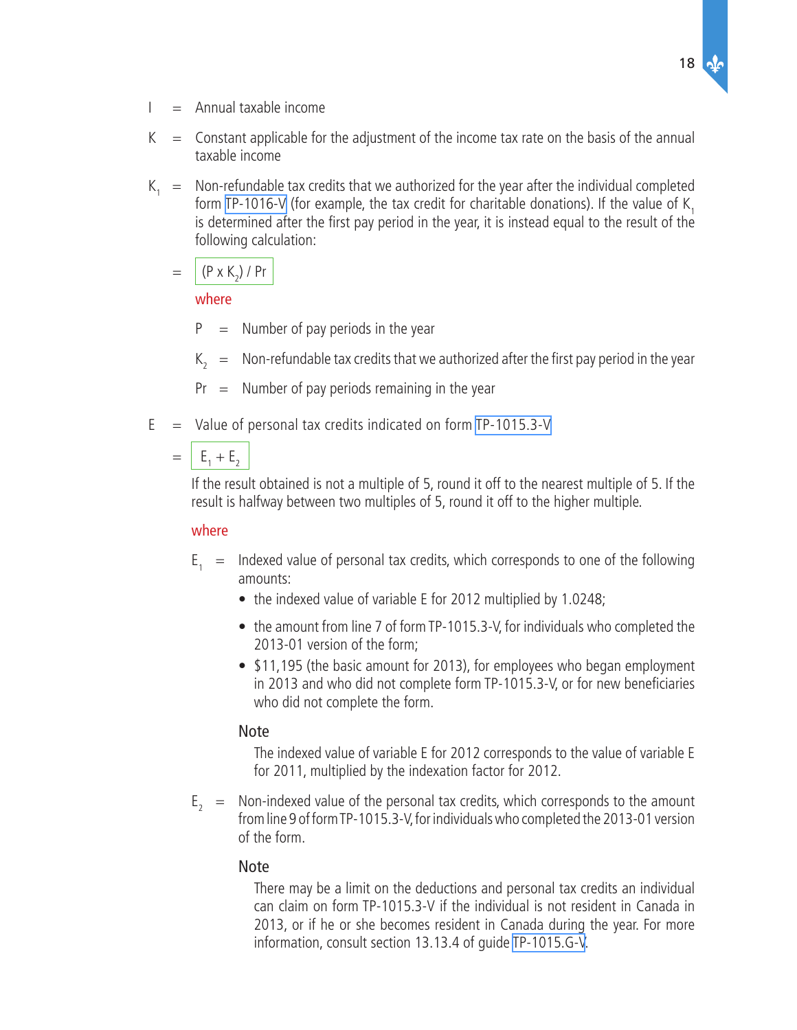$I$ = Annual taxable income

$K$ = Constant applicable for the adjustment of the income tax rate on the basis of the annual taxable income

$K_1$ = Non-refundable tax credits that we authorized for the year after the individual completed form TP-1016-V (for example, the tax credit for charitable donations). If the value of $K_1$ is determined after the first pay period in the year, it is instead equal to the result of the following calculation:

= $(P \times K_2) / Pr$

where

- $P$ = Number of pay periods in the year
- $K_2$ = Non-refundable tax credits that we authorized after the first pay period in the year
- $Pr$ = Number of pay periods remaining in the year

$E$ = Value of personal tax credits indicated on form TP-1015.3-V

= $E_1 + E_2$

If the result obtained is not a multiple of 5, round it off to the nearest multiple of 5. If the result is halfway between two multiples of 5, round it off to the higher multiple.

where

$E_1$ = Indexed value of personal tax credits, which corresponds to one of the following amounts:

- the indexed value of variable E for 2012 multiplied by 1.0248;
- the amount from line 7 of form TP-1015.3-V, for individuals who completed the 2013-01 version of the form;
- $11,195 (the basic amount for 2013), for employees who began employment in 2013 and who did not complete form TP-1015.3-V, or for new beneficiaries who did not complete the form.

Note

The indexed value of variable E for 2012 corresponds to the value of variable E for 2011, multiplied by the indexation factor for 2012.

$E_2$ = Non-indexed value of the personal tax credits, which corresponds to the amount from line 9 of form TP-1015.3-V, for individuals who completed the 2013-01 version of the form.

Note

There may be a limit on the deductions and personal tax credits an individual can claim on form TP-1015.3-V if the individual is not resident in Canada in 2013, or if he or she becomes resident in Canada during the year. For more information, consult section 13.13.4 of guide TP-1015.G-V.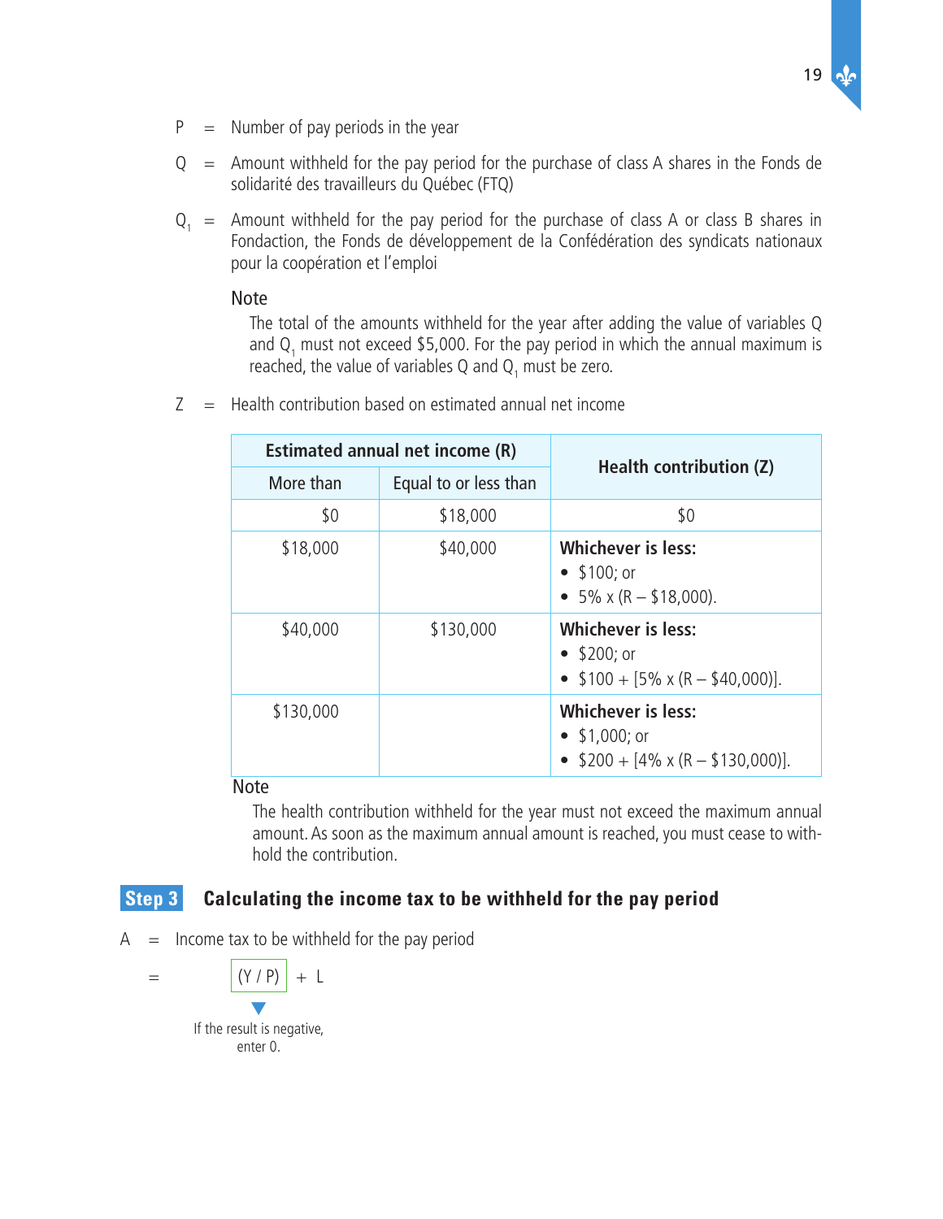P = Number of pay periods in the year

Q = Amount withheld for the pay period for the purchase of class A shares in the Fonds de solidarité des travailleurs du Québec (FTQ)

$Q_1$ = Amount withheld for the pay period for the purchase of class A or class B shares in Fondaction, the Fonds de développement de la Confédération des syndicats nationaux pour la coopération et l'emploi

Note

The total of the amounts withheld for the year after adding the value of variables Q and $Q_1$ must not exceed $5,000. For the pay period in which the annual maximum is reached, the value of variables Q and $Q_1$ must be zero.

Z = Health contribution based on estimated annual net income

| Estimated annual net income (R) | | Health contribution (Z) |
|---|---|---|
| More than | Equal to or less than | |
| $0 | $18,000 | $0 |
| $18,000 | $40,000 | **Whichever is less:** • $100; or • 5% x (R – $18,000). |
| $40,000 | $130,000 | **Whichever is less:** • $200; or • $100 + [5% x (R – $40,000)]. |
| $130,000 | | **Whichever is less:** • $1,000; or • $200 + [4% x (R – $130,000)]. |

Note

The health contribution withheld for the year must not exceed the maximum annual amount. As soon as the maximum annual amount is reached, you must cease to withhold the contribution.

## Step 3 Calculating the income tax to be withheld for the pay period

A = Income tax to be withheld for the pay period

= (Y / P) + L

If the result is negative, enter 0.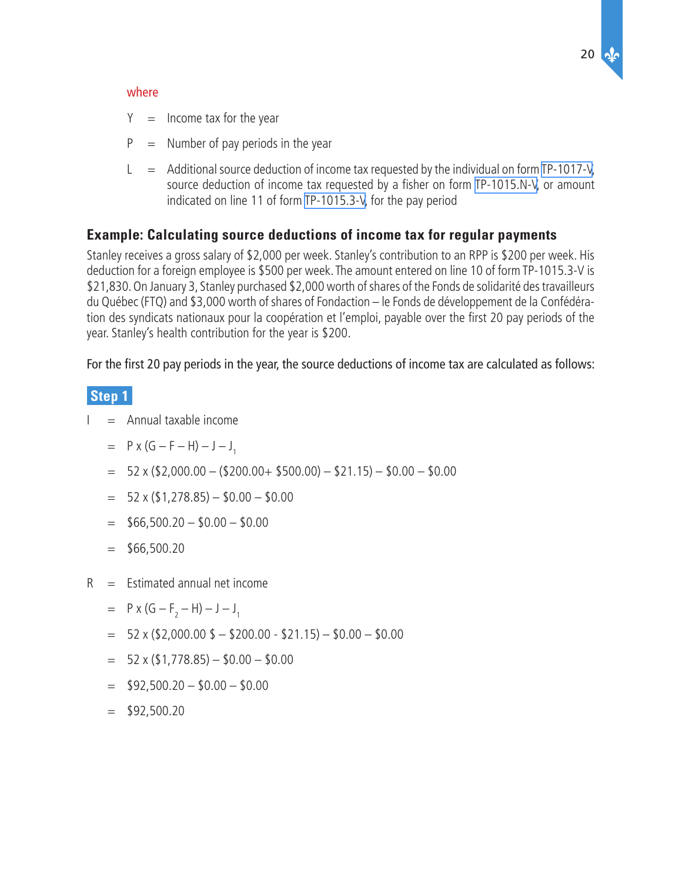where

Y = Income tax for the year

P = Number of pay periods in the year

L = Additional source deduction of income tax requested by the individual on form TP-1017-V, source deduction of income tax requested by a fisher on form TP-1015.N-V, or amount indicated on line 11 of form TP-1015.3-V, for the pay period

### Example: Calculating source deductions of income tax for regular payments

Stanley receives a gross salary of $2,000 per week. Stanley's contribution to an RPP is $200 per week. His deduction for a foreign employee is $500 per week. The amount entered on line 10 of form TP-1015.3-V is $21,830. On January 3, Stanley purchased $2,000 worth of shares of the Fonds de solidarité des travailleurs du Québec (FTQ) and $3,000 worth of shares of Fondaction – le Fonds de développement de la Confédération des syndicats nationaux pour la coopération et l'emploi, payable over the first 20 pay periods of the year. Stanley's health contribution for the year is $200.

For the first 20 pay periods in the year, the source deductions of income tax are calculated as follows:

**Step 1**

I = Annual taxable income

= $P \times (G - F - H) - J - J_1$

= 52 x ($2,000.00 – ($200.00+ $500.00) – $21.15) – $0.00 – $0.00

= 52 x ($1,278.85) – $0.00 – $0.00

= $66,500.20 – $0.00 – $0.00

= $66,500.20

R = Estimated annual net income

= $P \times (G - F_2 - H) - J - J_1$

= 52 x ($2,000.00 $ – $200.00 - $21.15) – $0.00 – $0.00

= 52 x ($1,778.85) – $0.00 – $0.00

= $92,500.20 – $0.00 – $0.00

= $92,500.20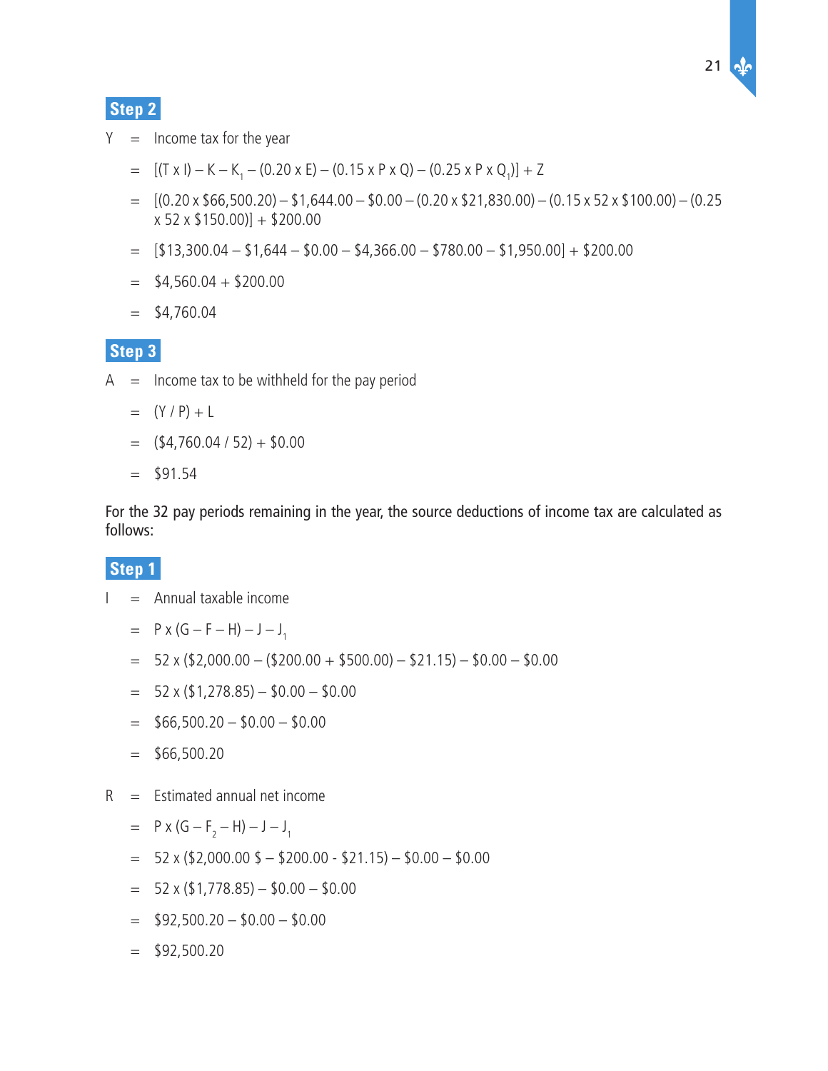### Step 2

Y = Income tax for the year

= $[(T \times I) - K - K_1 - (0.20 \times E) - (0.15 \times P \times Q) - (0.25 \times P \times Q_1)] + Z$

= [(0.20 x $66,500.20) – $1,644.00 – $0.00 – (0.20 x $21,830.00) – (0.15 x 52 x $100.00) – (0.25 x 52 x $150.00)] + $200.00

= [$13,300.04 – $1,644 – $0.00 – $4,366.00 – $780.00 – $1,950.00] + $200.00

= $4,560.04 + $200.00

= $4,760.04

### Step 3

A = Income tax to be withheld for the pay period

= $(Y / P) + L$

= ($4,760.04 / 52) + $0.00

= $91.54

For the 32 pay periods remaining in the year, the source deductions of income tax are calculated as follows:

### Step 1

I = Annual taxable income

= $P \times (G - F - H) - J - J_1$

= 52 x ($2,000.00 – ($200.00 + $500.00) – $21.15) – $0.00 – $0.00

= 52 x ($1,278.85) – $0.00 – $0.00

= $66,500.20 – $0.00 – $0.00

= $66,500.20

R = Estimated annual net income

= $P \times (G - F_2 - H) - J - J_1$

= 52 x ($2,000.00 $ – $200.00 - $21.15) – $0.00 – $0.00

= 52 x ($1,778.85) – $0.00 – $0.00

= $92,500.20 – $0.00 – $0.00

= $92,500.20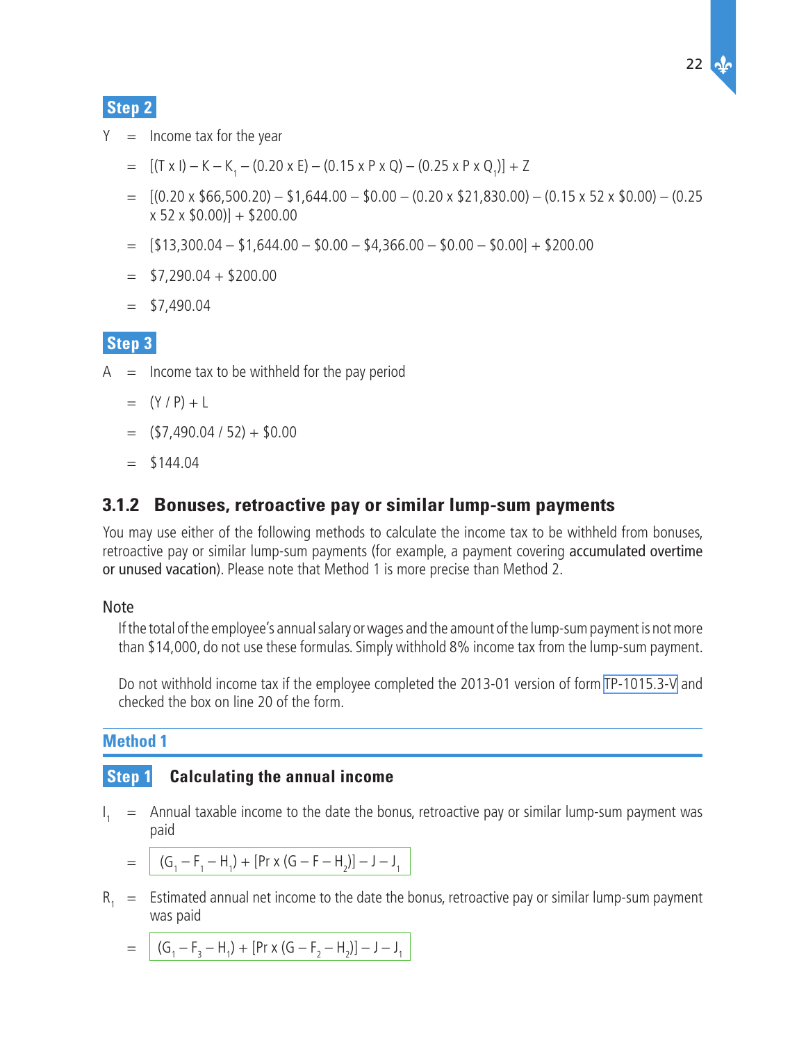**Step 2**

$Y$ = Income tax for the year

= $[(T \times I) - K - K_1 - (0.20 \times E) - (0.15 \times P \times Q) - (0.25 \times P \times Q_1)] + Z$

= $[(0.20 \times \$66{,}500.20) - \$1{,}644.00 - \$0.00 - (0.20 \times \$21{,}830.00) - (0.15 \times 52 \times \$0.00) - (0.25 \times 52 \times \$0.00)] + \$200.00$

= $[\$13{,}300.04 - \$1{,}644.00 - \$0.00 - \$4{,}366.00 - \$0.00 - \$0.00] + \$200.00$

= $\$7{,}290.04 + \$200.00$

= $\$7{,}490.04$

**Step 3**

$A$ = Income tax to be withheld for the pay period

= $(Y / P) + L$

= $(\$7{,}490.04 / 52) + \$0.00$

= $\$144.04$

### 3.1.2 Bonuses, retroactive pay or similar lump-sum payments

You may use either of the following methods to calculate the income tax to be withheld from bonuses, retroactive pay or similar lump-sum payments (for example, a payment covering accumulated overtime or unused vacation). Please note that Method 1 is more precise than Method 2.

Note

If the total of the employee's annual salary or wages and the amount of the lump-sum payment is not more than $14,000, do not use these formulas. Simply withhold 8% income tax from the lump-sum payment.

Do not withhold income tax if the employee completed the 2013-01 version of form TP-1015.3-V and checked the box on line 20 of the form.

#### Method 1

**Step 1** **Calculating the annual income**

$I_1$ = Annual taxable income to the date the bonus, retroactive pay or similar lump-sum payment was paid

= $(G_1 - F_1 - H_1) + [Pr \times (G - F - H_2)] - J - J_1$

$R_1$ = Estimated annual net income to the date the bonus, retroactive pay or similar lump-sum payment was paid

= $(G_1 - F_3 - H_1) + [Pr \times (G - F_2 - H_2)] - J - J_1$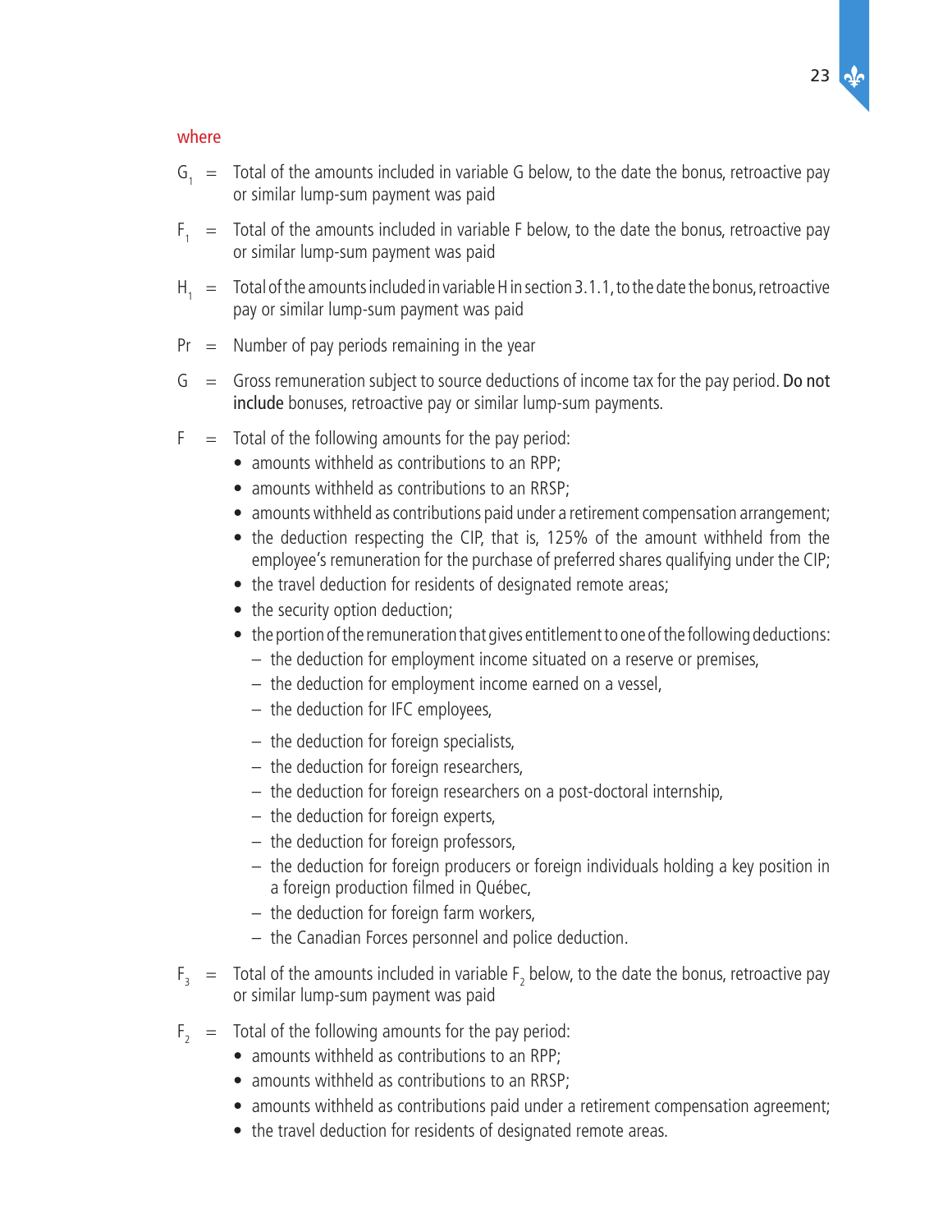where

$G_1$ = Total of the amounts included in variable G below, to the date the bonus, retroactive pay or similar lump-sum payment was paid

$F_1$ = Total of the amounts included in variable F below, to the date the bonus, retroactive pay or similar lump-sum payment was paid

$H_1$ = Total of the amounts included in variable H in section 3.1.1, to the date the bonus, retroactive pay or similar lump-sum payment was paid

Pr = Number of pay periods remaining in the year

G = Gross remuneration subject to source deductions of income tax for the pay period. **Do not include** bonuses, retroactive pay or similar lump-sum payments.

F = Total of the following amounts for the pay period:

- amounts withheld as contributions to an RPP;
- amounts withheld as contributions to an RRSP;
- amounts withheld as contributions paid under a retirement compensation arrangement;
- the deduction respecting the CIP, that is, 125% of the amount withheld from the employee's remuneration for the purchase of preferred shares qualifying under the CIP;
- the travel deduction for residents of designated remote areas;
- the security option deduction;
- the portion of the remuneration that gives entitlement to one of the following deductions:
  - the deduction for employment income situated on a reserve or premises,
  - the deduction for employment income earned on a vessel,
  - the deduction for IFC employees,
  - the deduction for foreign specialists,
  - the deduction for foreign researchers,
  - the deduction for foreign researchers on a post-doctoral internship,
  - the deduction for foreign experts,
  - the deduction for foreign professors,
  - the deduction for foreign producers or foreign individuals holding a key position in a foreign production filmed in Québec,
  - the deduction for foreign farm workers,
  - the Canadian Forces personnel and police deduction.

$F_3$ = Total of the amounts included in variable $F_2$ below, to the date the bonus, retroactive pay or similar lump-sum payment was paid

$F_2$ = Total of the following amounts for the pay period:

- amounts withheld as contributions to an RPP;
- amounts withheld as contributions to an RRSP;
- amounts withheld as contributions paid under a retirement compensation agreement;
- the travel deduction for residents of designated remote areas.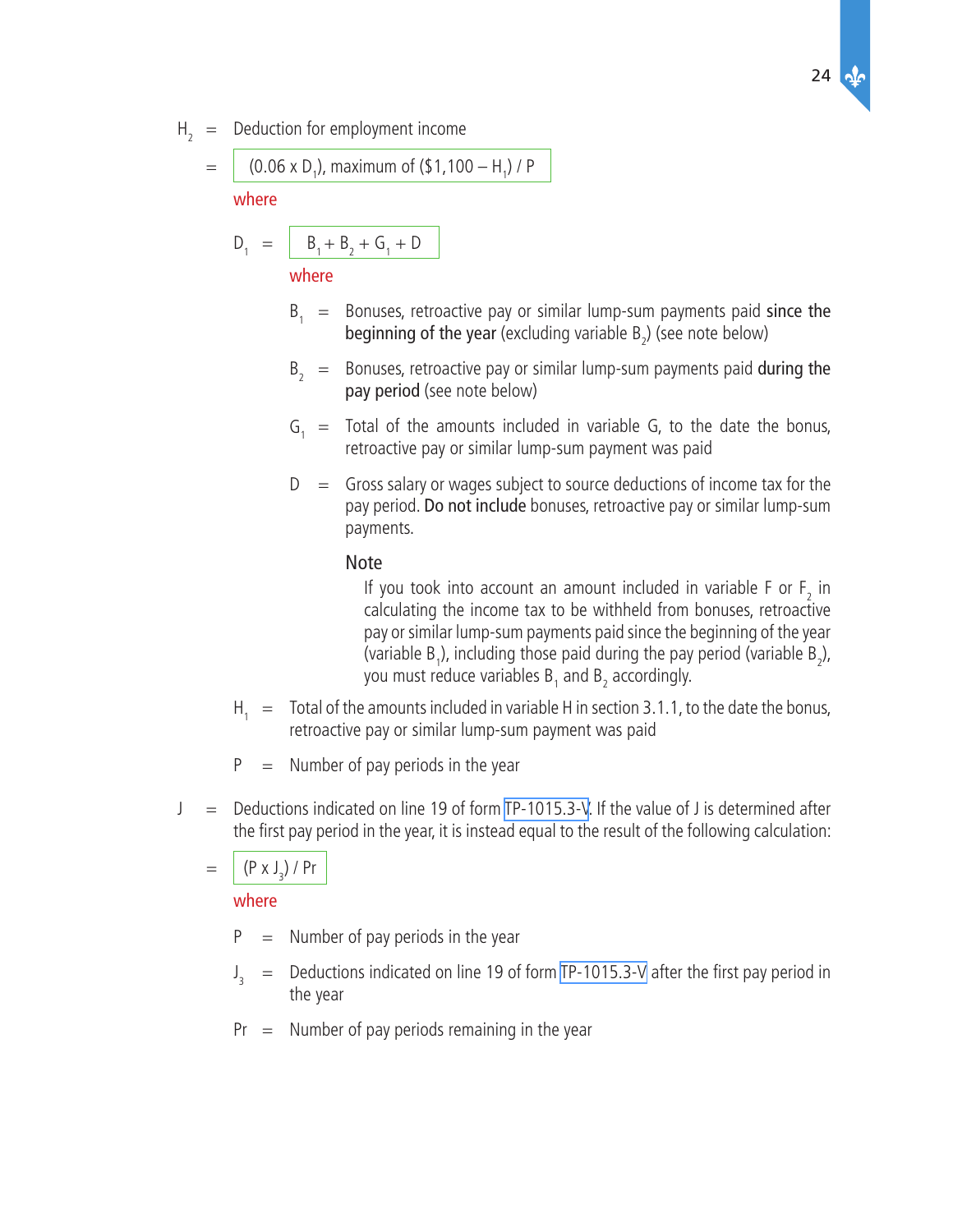$H_2$ = Deduction for employment income

= $(0.06 \times D_1)$, maximum of $(\$1{,}100 - H_1) / P$

where

$D_1$ = $B_1 + B_2 + G_1 + D$

where

$B_1$ = Bonuses, retroactive pay or similar lump-sum payments paid **since the beginning of the year** (excluding variable $B_2$) (see note below)

$B_2$ = Bonuses, retroactive pay or similar lump-sum payments paid **during the pay period** (see note below)

$G_1$ = Total of the amounts included in variable G, to the date the bonus, retroactive pay or similar lump-sum payment was paid

D = Gross salary or wages subject to source deductions of income tax for the pay period. **Do not include** bonuses, retroactive pay or similar lump-sum payments.

**Note**

If you took into account an amount included in variable F or $F_2$ in calculating the income tax to be withheld from bonuses, retroactive pay or similar lump-sum payments paid since the beginning of the year (variable $B_1$), including those paid during the pay period (variable $B_2$), you must reduce variables $B_1$ and $B_2$ accordingly.

$H_1$ = Total of the amounts included in variable H in section 3.1.1, to the date the bonus, retroactive pay or similar lump-sum payment was paid

P = Number of pay periods in the year

J = Deductions indicated on line 19 of form TP-1015.3-V. If the value of J is determined after the first pay period in the year, it is instead equal to the result of the following calculation:

= $(P \times J_3) / Pr$

where

P = Number of pay periods in the year

$J_3$ = Deductions indicated on line 19 of form TP-1015.3-V after the first pay period in the year

Pr = Number of pay periods remaining in the year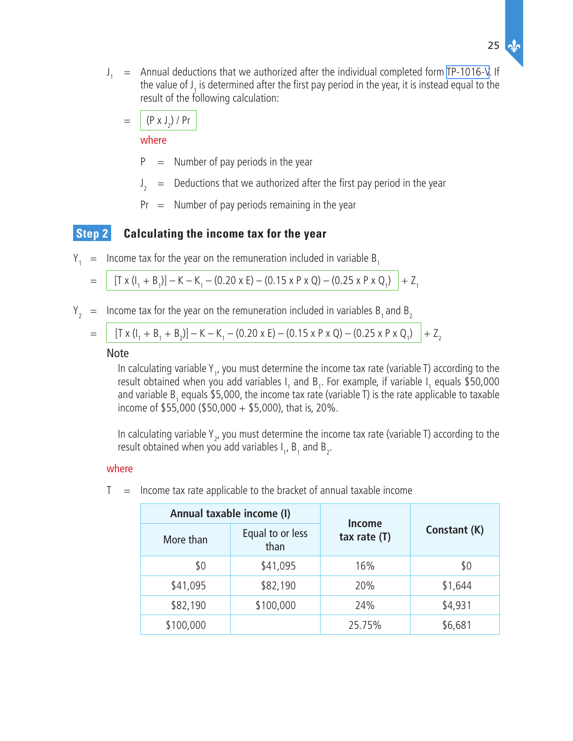$J_1$ = Annual deductions that we authorized after the individual completed form TP-1016-V. If the value of $J_1$ is determined after the first pay period in the year, it is instead equal to the result of the following calculation:

= $(P \times J_2) / Pr$

where

P = Number of pay periods in the year

$J_2$ = Deductions that we authorized after the first pay period in the year

Pr = Number of pay periods remaining in the year

## Step 2 Calculating the income tax for the year

$Y_1$ = Income tax for the year on the remuneration included in variable $B_1$

$$= [T \times (I_1 + B_1)] - K - K_1 - (0.20 \times E) - (0.15 \times P \times Q) - (0.25 \times P \times Q_1) + Z_1$$

$Y_2$ = Income tax for the year on the remuneration included in variables $B_1$ and $B_2$

$$= [T \times (I_1 + B_1 + B_2)] - K - K_1 - (0.20 \times E) - (0.15 \times P \times Q) - (0.25 \times P \times Q_1) + Z_2$$

**Note**

In calculating variable $Y_1$, you must determine the income tax rate (variable T) according to the result obtained when you add variables $I_1$ and $B_1$. For example, if variable $I_1$ equals $50,000 and variable $B_1$ equals $5,000, the income tax rate (variable T) is the rate applicable to taxable income of $55,000 ($50,000 + $5,000), that is, 20%.

In calculating variable $Y_2$, you must determine the income tax rate (variable T) according to the result obtained when you add variables $I_1$, $B_1$ and $B_2$.

where

T = Income tax rate applicable to the bracket of annual taxable income

| Annual taxable income (I) | | Income tax rate (T) | Constant (K) |
|---|---|---|---|
| More than | Equal to or less than | | |
| $0 | $41,095 | 16% | $0 |
| $41,095 | $82,190 | 20% | $1,644 |
| $82,190 | $100,000 | 24% | $4,931 |
| $100,000 | | 25.75% | $6,681 |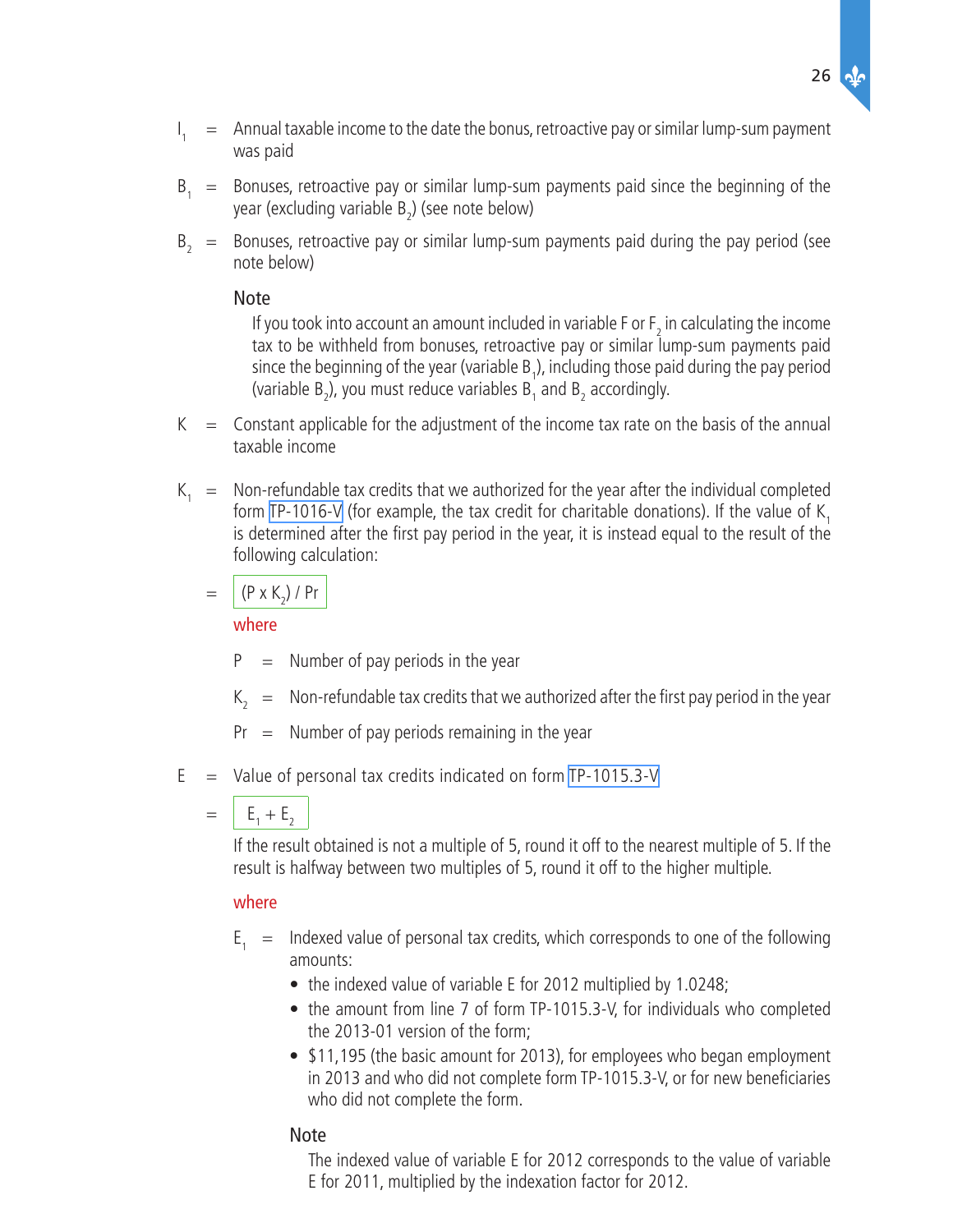$I_1$ = Annual taxable income to the date the bonus, retroactive pay or similar lump-sum payment was paid

$B_1$ = Bonuses, retroactive pay or similar lump-sum payments paid since the beginning of the year (excluding variable $B_2$) (see note below)

$B_2$ = Bonuses, retroactive pay or similar lump-sum payments paid during the pay period (see note below)

Note

If you took into account an amount included in variable F or $F_2$ in calculating the income tax to be withheld from bonuses, retroactive pay or similar lump-sum payments paid since the beginning of the year (variable $B_1$), including those paid during the pay period (variable $B_2$), you must reduce variables $B_1$ and $B_2$ accordingly.

K = Constant applicable for the adjustment of the income tax rate on the basis of the annual taxable income

$K_1$ = Non-refundable tax credits that we authorized for the year after the individual completed form TP-1016-V (for example, the tax credit for charitable donations). If the value of $K_1$ is determined after the first pay period in the year, it is instead equal to the result of the following calculation:

$$= (P \times K_2) / Pr$$

where

- P = Number of pay periods in the year
- $K_2$ = Non-refundable tax credits that we authorized after the first pay period in the year
- Pr = Number of pay periods remaining in the year

E = Value of personal tax credits indicated on form TP-1015.3-V

$$= E_1 + E_2$$

If the result obtained is not a multiple of 5, round it off to the nearest multiple of 5. If the result is halfway between two multiples of 5, round it off to the higher multiple.

where

$E_1$ = Indexed value of personal tax credits, which corresponds to one of the following amounts:

- the indexed value of variable E for 2012 multiplied by 1.0248;
- the amount from line 7 of form TP-1015.3-V, for individuals who completed the 2013-01 version of the form;
- $11,195 (the basic amount for 2013), for employees who began employment in 2013 and who did not complete form TP-1015.3-V, or for new beneficiaries who did not complete the form.

Note

The indexed value of variable E for 2012 corresponds to the value of variable E for 2011, multiplied by the indexation factor for 2012.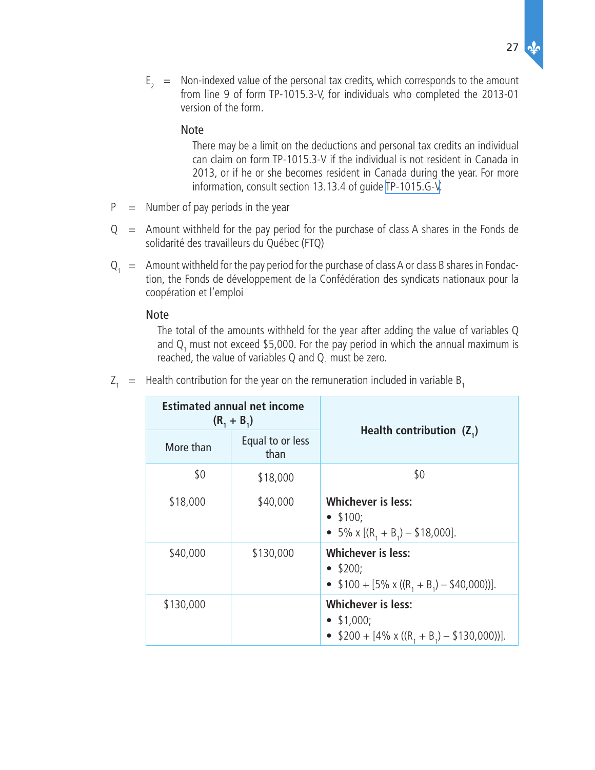$E_2$ = Non-indexed value of the personal tax credits, which corresponds to the amount from line 9 of form TP-1015.3-V, for individuals who completed the 2013-01 version of the form.

Note

There may be a limit on the deductions and personal tax credits an individual can claim on form TP-1015.3-V if the individual is not resident in Canada in 2013, or if he or she becomes resident in Canada during the year. For more information, consult section 13.13.4 of guide TP-1015.G-V.

$P$ = Number of pay periods in the year

$Q$ = Amount withheld for the pay period for the purchase of class A shares in the Fonds de solidarité des travailleurs du Québec (FTQ)

$Q_1$ = Amount withheld for the pay period for the purchase of class A or class B shares in Fondaction, the Fonds de développement de la Confédération des syndicats nationaux pour la coopération et l'emploi

Note

The total of the amounts withheld for the year after adding the value of variables $Q$ and $Q_1$ must not exceed $5,000. For the pay period in which the annual maximum is reached, the value of variables $Q$ and $Q_1$ must be zero.

$Z_1$ = Health contribution for the year on the remuneration included in variable $B_1$

| Estimated annual net income ($R_1 + B_1$) | | Health contribution ($Z_1$) |
|---|---|---|
| More than | Equal to or less than | |
| $0 | $18,000 | $0 |
| $18,000 | $40,000 | **Whichever is less:** • $100; • 5% x [($R_1 + B_1$) – $18,000]. |
| $40,000 | $130,000 | **Whichever is less:** • $200; • $100 + [5% x (($R_1 + B_1$) – $40,000)]. |
| $130,000 | | **Whichever is less:** • $1,000; • $200 + [4% x (($R_1 + B_1$) – $130,000)]. |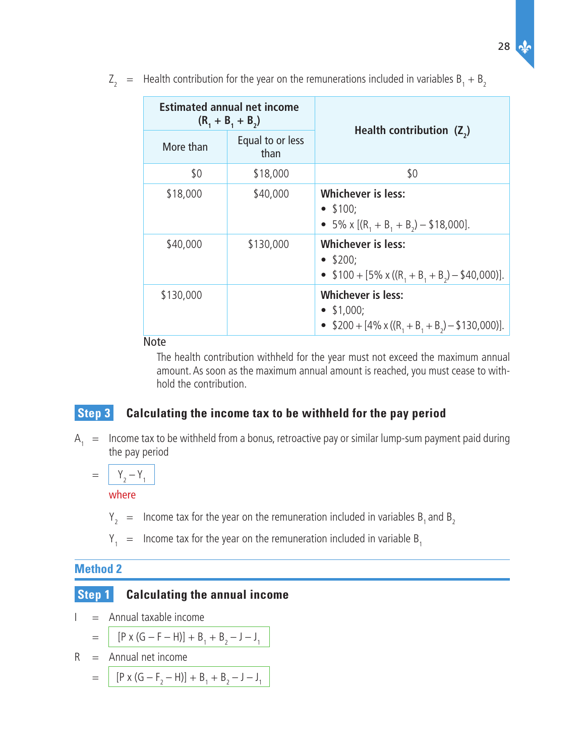$Z_2$ = Health contribution for the year on the remunerations included in variables $B_1 + B_2$

| Estimated annual net income $(R_1 + B_1 + B_2)$ | | Health contribution $(Z_2)$ |
|---|---|---|
| More than | Equal to or less than | |
| \$0 | \$18,000 | \$0 |
| \$18,000 | \$40,000 | **Whichever is less:** • \$100; • 5% x $[(R_1 + B_1 + B_2) - \$18,000]$. |
| \$40,000 | \$130,000 | **Whichever is less:** • \$200; • \$100 + [5% x $((R_1 + B_1 + B_2) - \$40,000)$]. |
| \$130,000 | | **Whichever is less:** • \$1,000; • \$200 + [4% x $((R_1 + B_1 + B_2) - \$130,000)$]. |

Note

The health contribution withheld for the year must not exceed the maximum annual amount. As soon as the maximum annual amount is reached, you must cease to withhold the contribution.

## Step 3 Calculating the income tax to be withheld for the pay period

$A_1$ = Income tax to be withheld from a bonus, retroactive pay or similar lump-sum payment paid during the pay period

= $Y_2 - Y_1$

where

$Y_2$ = Income tax for the year on the remuneration included in variables $B_1$ and $B_2$

$Y_1$ = Income tax for the year on the remuneration included in variable $B_1$

## Method 2

## Step 1 Calculating the annual income

I = Annual taxable income

= $[P \times (G - F - H)] + B_1 + B_2 - J - J_1$

R = Annual net income

= $[P \times (G - F_2 - H)] + B_1 + B_2 - J - J_1$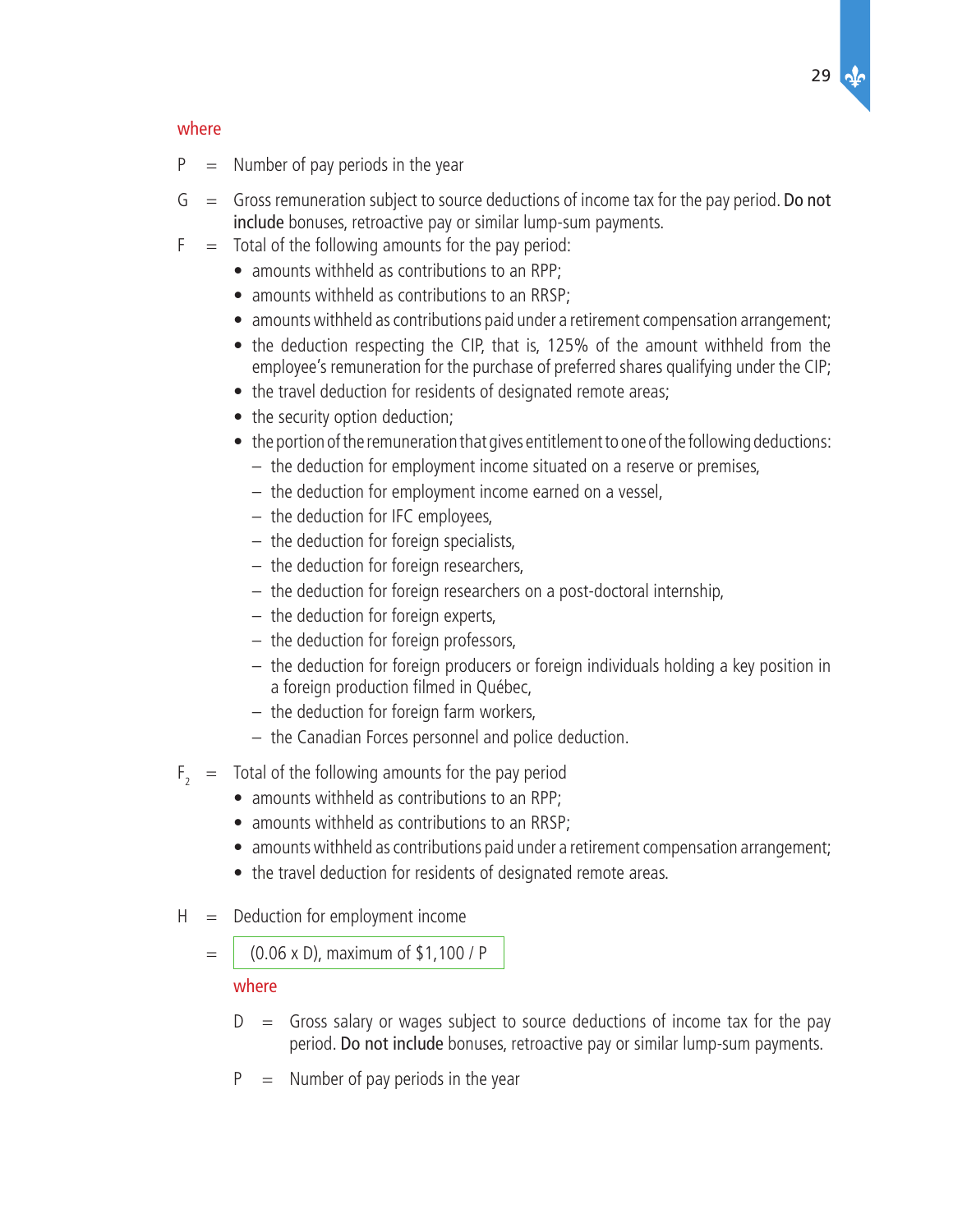where

P = Number of pay periods in the year

G = Gross remuneration subject to source deductions of income tax for the pay period. **Do not include** bonuses, retroactive pay or similar lump-sum payments.

F = Total of the following amounts for the pay period:

- amounts withheld as contributions to an RPP;
- amounts withheld as contributions to an RRSP;
- amounts withheld as contributions paid under a retirement compensation arrangement;
- the deduction respecting the CIP, that is, 125% of the amount withheld from the employee's remuneration for the purchase of preferred shares qualifying under the CIP;
- the travel deduction for residents of designated remote areas;
- the security option deduction;
- the portion of the remuneration that gives entitlement to one of the following deductions:
  - the deduction for employment income situated on a reserve or premises,
  - the deduction for employment income earned on a vessel,
  - the deduction for IFC employees,
  - the deduction for foreign specialists,
  - the deduction for foreign researchers,
  - the deduction for foreign researchers on a post-doctoral internship,
  - the deduction for foreign experts,
  - the deduction for foreign professors,
  - the deduction for foreign producers or foreign individuals holding a key position in a foreign production filmed in Québec,
  - the deduction for foreign farm workers,
  - the Canadian Forces personnel and police deduction.

$F_2$ = Total of the following amounts for the pay period

- amounts withheld as contributions to an RPP;
- amounts withheld as contributions to an RRSP;
- amounts withheld as contributions paid under a retirement compensation arrangement;
- the travel deduction for residents of designated remote areas.

H = Deduction for employment income

= (0.06 x D), maximum of $1,100 / P

where

D = Gross salary or wages subject to source deductions of income tax for the pay period. **Do not include** bonuses, retroactive pay or similar lump-sum payments.

P = Number of pay periods in the year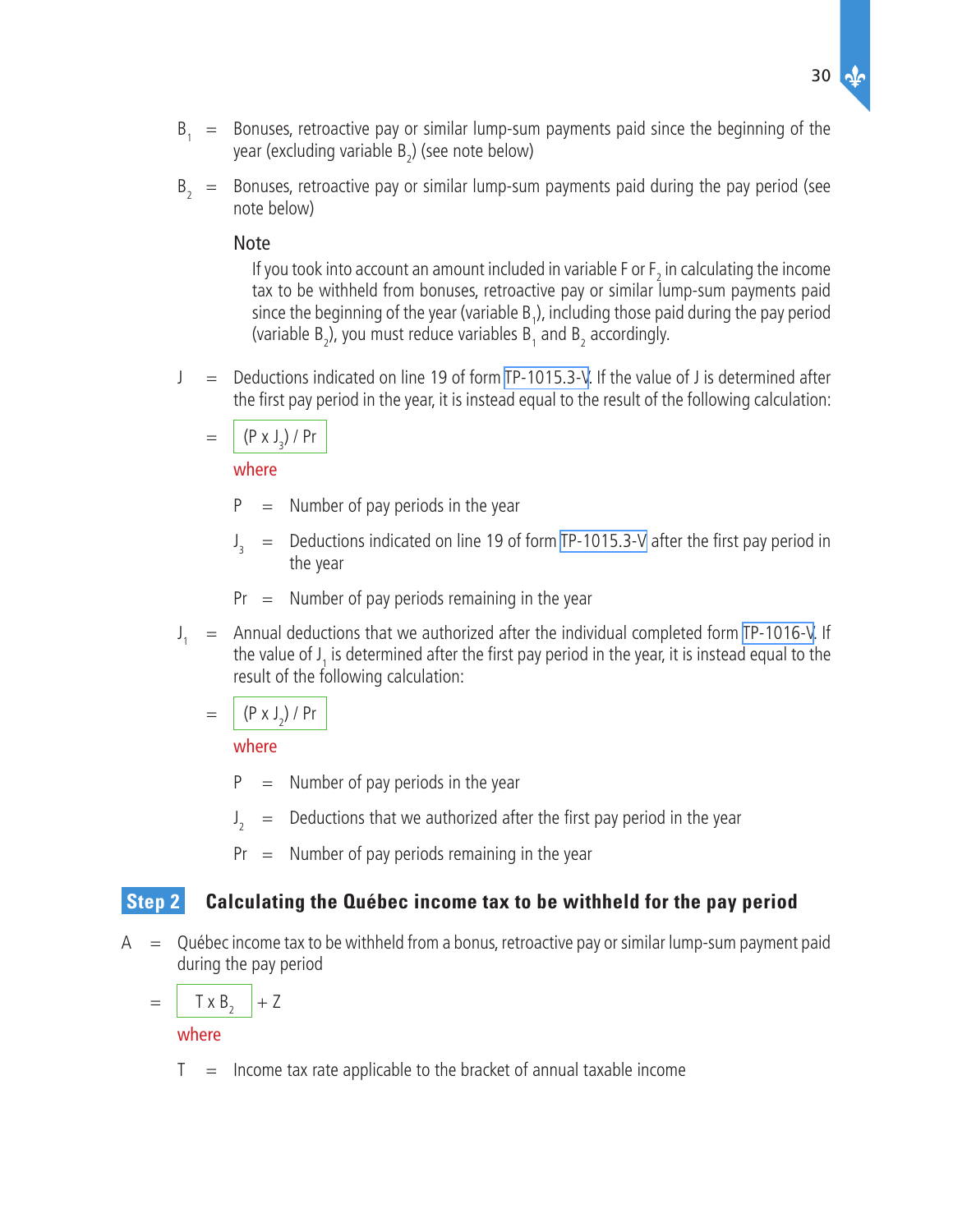$B_1$ = Bonuses, retroactive pay or similar lump-sum payments paid since the beginning of the year (excluding variable $B_2$) (see note below)

$B_2$ = Bonuses, retroactive pay or similar lump-sum payments paid during the pay period (see note below)

**Note**

If you took into account an amount included in variable F or $F_2$ in calculating the income tax to be withheld from bonuses, retroactive pay or similar lump-sum payments paid since the beginning of the year (variable $B_1$), including those paid during the pay period (variable $B_2$), you must reduce variables $B_1$ and $B_2$ accordingly.

J = Deductions indicated on line 19 of form TP-1015.3-V. If the value of J is determined after the first pay period in the year, it is instead equal to the result of the following calculation:

$$= (P \times J_3) / Pr$$

where

- P = Number of pay periods in the year
- $J_3$ = Deductions indicated on line 19 of form TP-1015.3-V after the first pay period in the year
- Pr = Number of pay periods remaining in the year

$J_1$ = Annual deductions that we authorized after the individual completed form TP-1016-V. If the value of $J_1$ is determined after the first pay period in the year, it is instead equal to the result of the following calculation:

$$= (P \times J_2) / Pr$$

where

- P = Number of pay periods in the year
- $J_2$ = Deductions that we authorized after the first pay period in the year
- Pr = Number of pay periods remaining in the year

## Step 2 Calculating the Québec income tax to be withheld for the pay period

A = Québec income tax to be withheld from a bonus, retroactive pay or similar lump-sum payment paid during the pay period

$$= T \times B_2 + Z$$

where

T = Income tax rate applicable to the bracket of annual taxable income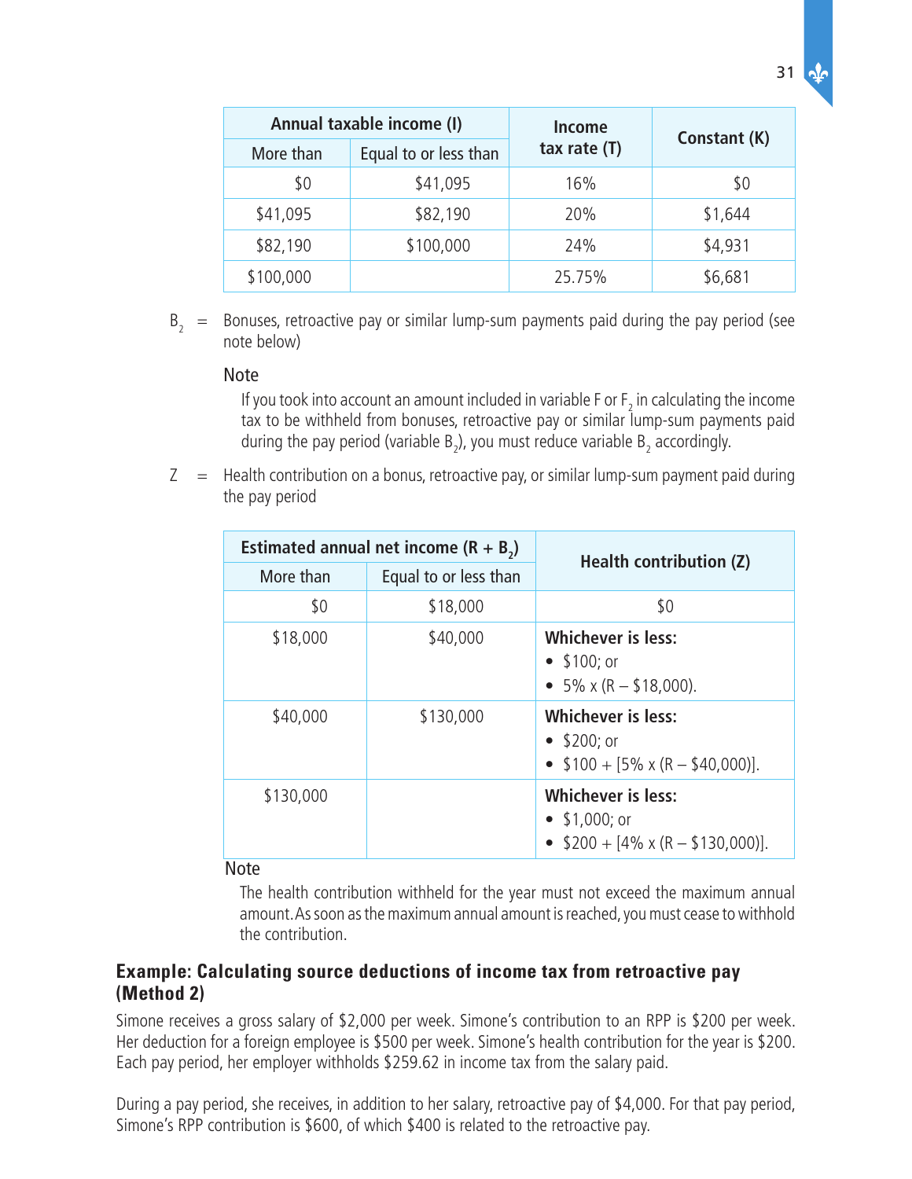| Annual taxable income (I) | | Income tax rate (T) | Constant (K) |
|---|---|---|---|
| More than | Equal to or less than | | |
| $0 | $41,095 | 16% | $0 |
| $41,095 | $82,190 | 20% | $1,644 |
| $82,190 | $100,000 | 24% | $4,931 |
| $100,000 | | 25.75% | $6,681 |

$B_2$ = Bonuses, retroactive pay or similar lump-sum payments paid during the pay period (see note below)

Note

If you took into account an amount included in variable F or $F_2$ in calculating the income tax to be withheld from bonuses, retroactive pay or similar lump-sum payments paid during the pay period (variable $B_2$), you must reduce variable $B_2$ accordingly.

Z = Health contribution on a bonus, retroactive pay, or similar lump-sum payment paid during the pay period

| Estimated annual net income ($R + B_2$) | | Health contribution (Z) |
|---|---|---|
| More than | Equal to or less than | |
| $0 | $18,000 | $0 |
| $18,000 | $40,000 | **Whichever is less:** • $100; or • 5% x (R – $18,000). |
| $40,000 | $130,000 | **Whichever is less:** • $200; or • $100 + [5% x (R – $40,000)]. |
| $130,000 | | **Whichever is less:** • $1,000; or • $200 + [4% x (R – $130,000)]. |

Note

The health contribution withheld for the year must not exceed the maximum annual amount. As soon as the maximum annual amount is reached, you must cease to withhold the contribution.

### Example: Calculating source deductions of income tax from retroactive pay (Method 2)

Simone receives a gross salary of $2,000 per week. Simone's contribution to an RPP is $200 per week. Her deduction for a foreign employee is $500 per week. Simone's health contribution for the year is $200. Each pay period, her employer withholds $259.62 in income tax from the salary paid.

During a pay period, she receives, in addition to her salary, retroactive pay of $4,000. For that pay period, Simone's RPP contribution is $600, of which $400 is related to the retroactive pay.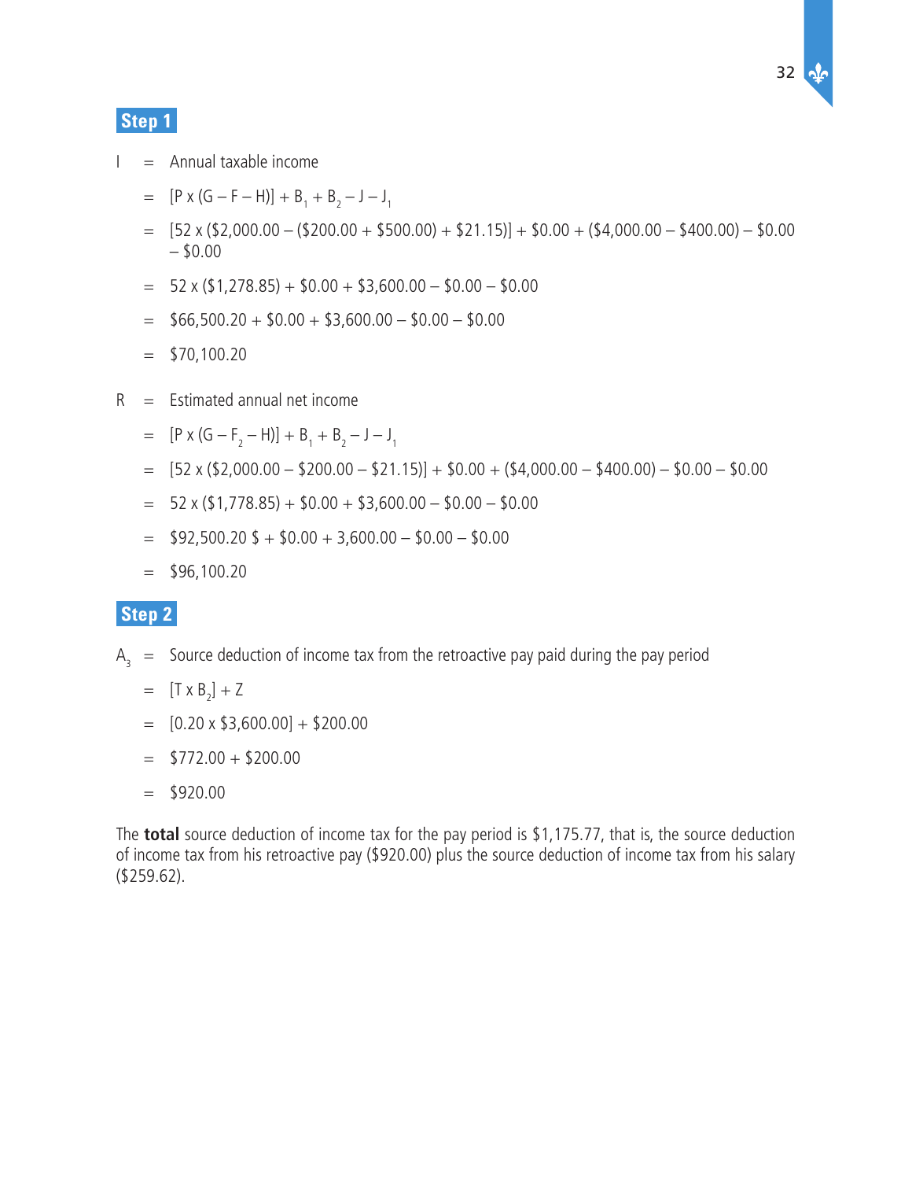**Step 1**

I = Annual taxable income

= $[P \times (G - F - H)] + B_1 + B_2 - J - J_1$

= [52 x ($2,000.00 – ($200.00 + $500.00) + $21.15)] + $0.00 + ($4,000.00 – $400.00) – $0.00 – $0.00

= 52 x ($1,278.85) + $0.00 + $3,600.00 – $0.00 – $0.00

= $66,500.20 + $0.00 + $3,600.00 – $0.00 – $0.00

= $70,100.20

R = Estimated annual net income

= $[P \times (G - F_2 - H)] + B_1 + B_2 - J - J_1$

= [52 x ($2,000.00 – $200.00 – $21.15)] + $0.00 + ($4,000.00 – $400.00) – $0.00 – $0.00

= 52 x ($1,778.85) + $0.00 + $3,600.00 – $0.00 – $0.00

= $92,500.20 $ + $0.00 + 3,600.00 – $0.00 – $0.00

= $96,100.20

**Step 2**

$A_3$ = Source deduction of income tax from the retroactive pay paid during the pay period

= $[T \times B_2] + Z$

= [0.20 x $3,600.00] + $200.00

= $772.00 + $200.00

= $920.00

The **total** source deduction of income tax for the pay period is $1,175.77, that is, the source deduction of income tax from his retroactive pay ($920.00) plus the source deduction of income tax from his salary ($259.62).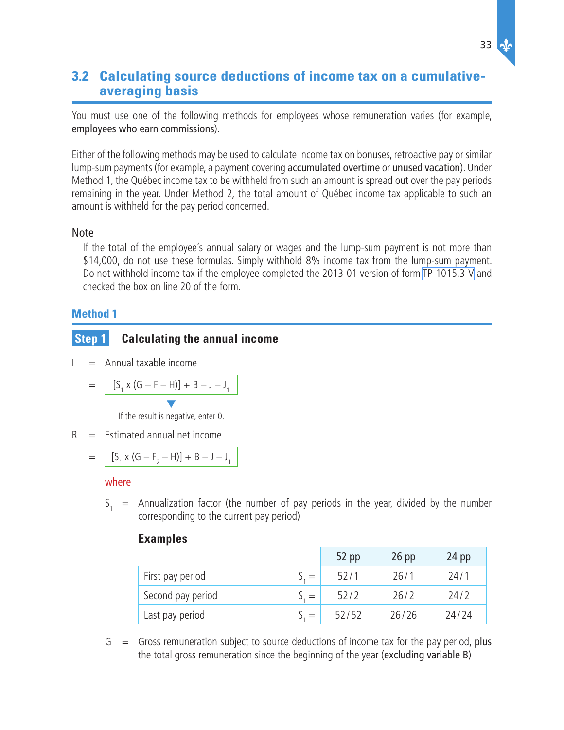## 3.2 Calculating source deductions of income tax on a cumulative-averaging basis

You must use one of the following methods for employees whose remuneration varies (for example, employees who earn commissions).

Either of the following methods may be used to calculate income tax on bonuses, retroactive pay or similar lump-sum payments (for example, a payment covering accumulated overtime or unused vacation). Under Method 1, the Québec income tax to be withheld from such an amount is spread out over the pay periods remaining in the year. Under Method 2, the total amount of Québec income tax applicable to such an amount is withheld for the pay period concerned.

Note

If the total of the employee's annual salary or wages and the lump-sum payment is not more than $14,000, do not use these formulas. Simply withhold 8% income tax from the lump-sum payment. Do not withhold income tax if the employee completed the 2013-01 version of form TP-1015.3-V and checked the box on line 20 of the form.

### Method 1

#### Step 1 Calculating the annual income

I = Annual taxable income

$= [S_1 \times (G - F - H)] + B - J - J_1$

If the result is negative, enter 0.

R = Estimated annual net income

$= [S_1 \times (G - F_2 - H)] + B - J - J_1$

where

$S_1$ = Annualization factor (the number of pay periods in the year, divided by the number corresponding to the current pay period)

**Examples**

| | | 52 pp | 26 pp | 24 pp |
|---|---|---|---|---|
| First pay period | $S_1$ = | 52 / 1 | 26 / 1 | 24 / 1 |
| Second pay period | $S_1$ = | 52 / 2 | 26 / 2 | 24 / 2 |
| Last pay period | $S_1$ = | 52 / 52 | 26 / 26 | 24 / 24 |

G = Gross remuneration subject to source deductions of income tax for the pay period, plus the total gross remuneration since the beginning of the year (excluding variable B)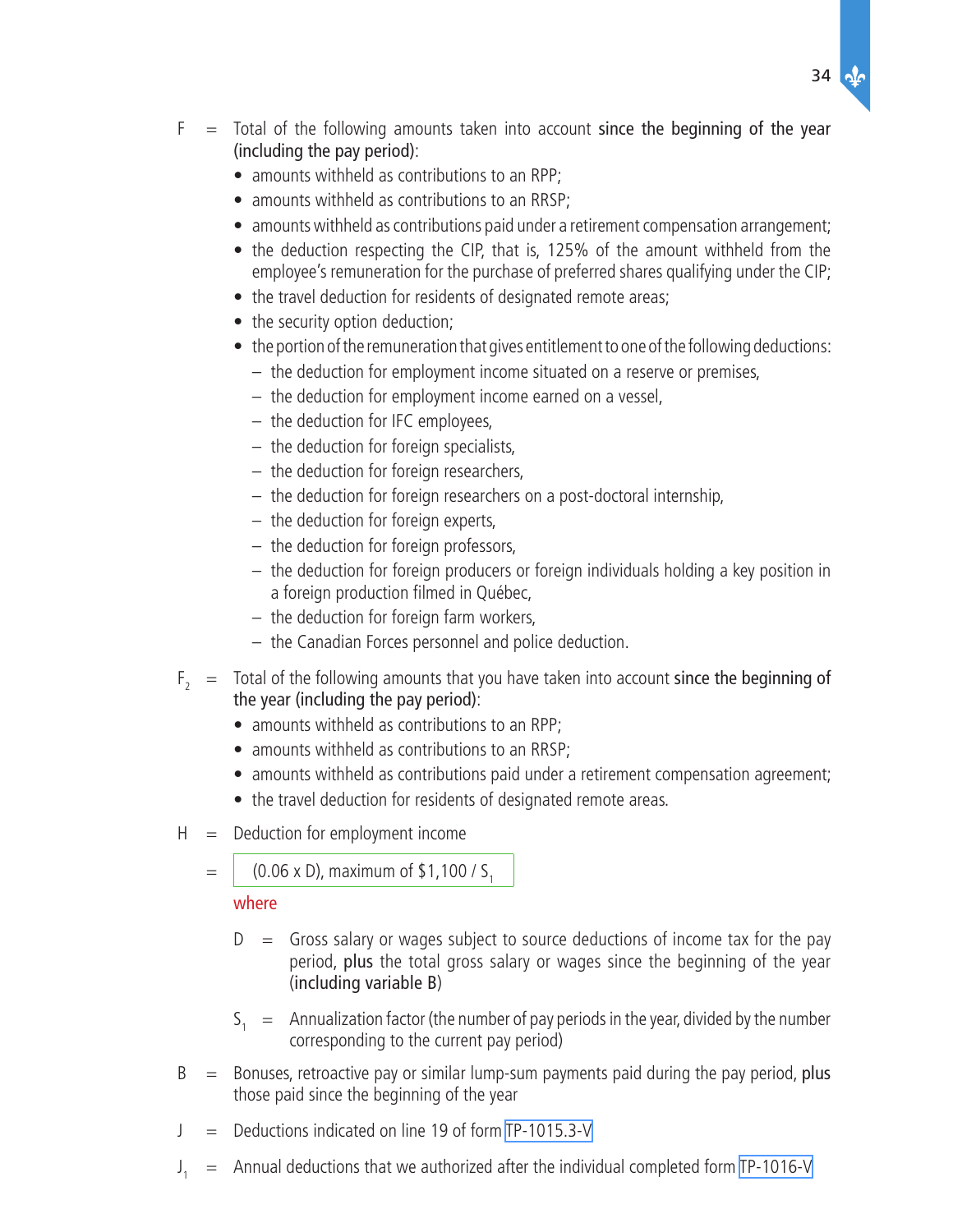F = Total of the following amounts taken into account **since the beginning of the year (including the pay period)**:

- amounts withheld as contributions to an RPP;
- amounts withheld as contributions to an RRSP;
- amounts withheld as contributions paid under a retirement compensation arrangement;
- the deduction respecting the CIP, that is, 125% of the amount withheld from the employee's remuneration for the purchase of preferred shares qualifying under the CIP;
- the travel deduction for residents of designated remote areas;
- the security option deduction;
- the portion of the remuneration that gives entitlement to one of the following deductions:
  - the deduction for employment income situated on a reserve or premises,
  - the deduction for employment income earned on a vessel,
  - the deduction for IFC employees,
  - the deduction for foreign specialists,
  - the deduction for foreign researchers,
  - the deduction for foreign researchers on a post-doctoral internship,
  - the deduction for foreign experts,
  - the deduction for foreign professors,
  - the deduction for foreign producers or foreign individuals holding a key position in a foreign production filmed in Québec,
  - the deduction for foreign farm workers,
  - the Canadian Forces personnel and police deduction.

$F_2$ = Total of the following amounts that you have taken into account **since the beginning of the year (including the pay period)**:

- amounts withheld as contributions to an RPP;
- amounts withheld as contributions to an RRSP;
- amounts withheld as contributions paid under a retirement compensation agreement;
- the travel deduction for residents of designated remote areas.

H = Deduction for employment income

= $(0.06 \times D)$, maximum of \$1,100 / $S_1$

where

D = Gross salary or wages subject to source deductions of income tax for the pay period, **plus** the total gross salary or wages since the beginning of the year (including variable B)

$S_1$ = Annualization factor (the number of pay periods in the year, divided by the number corresponding to the current pay period)

B = Bonuses, retroactive pay or similar lump-sum payments paid during the pay period, **plus** those paid since the beginning of the year

J = Deductions indicated on line 19 of form TP-1015.3-V

$J_1$ = Annual deductions that we authorized after the individual completed form TP-1016-V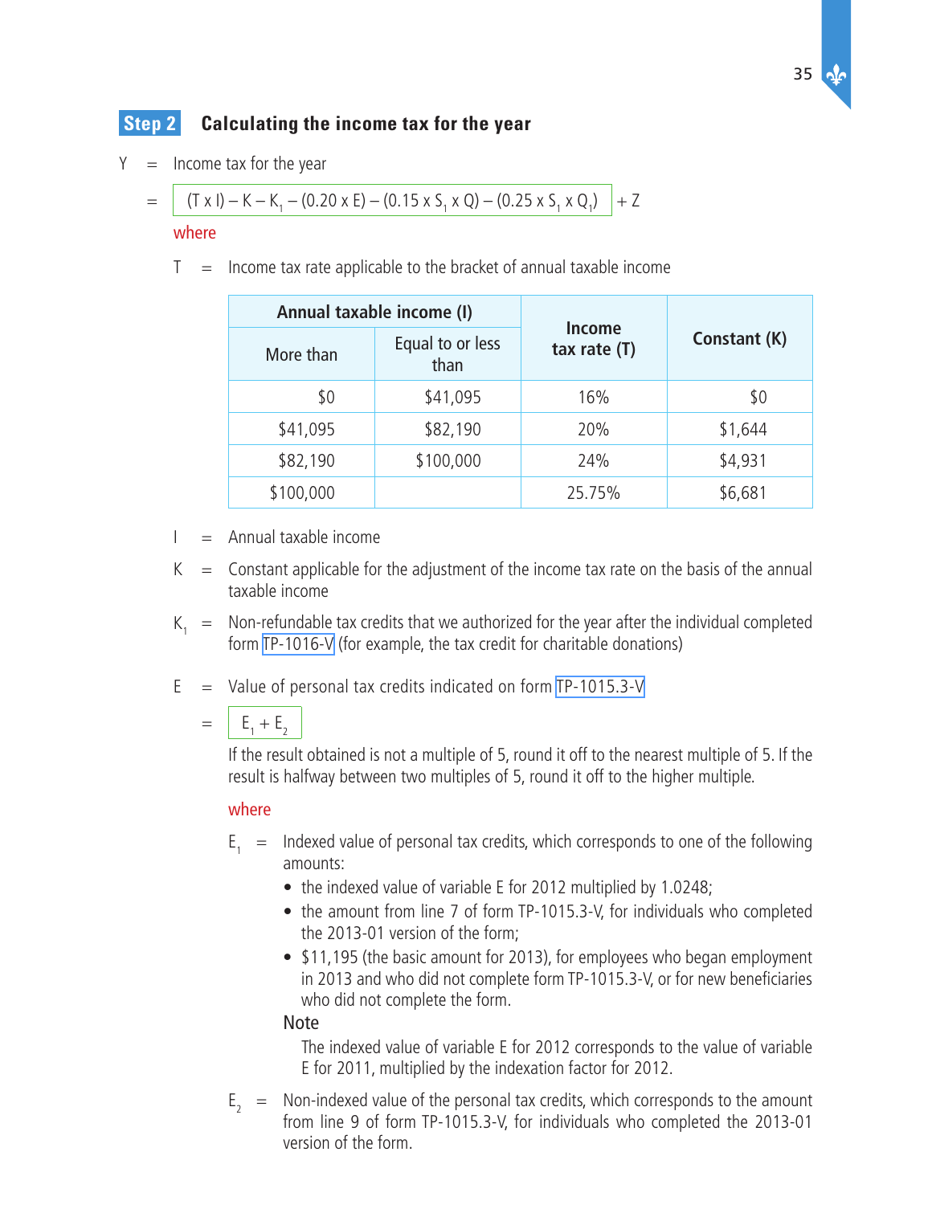## Step 2 Calculating the income tax for the year

Y = Income tax for the year

= $(T \times I) - K - K_1 - (0.20 \times E) - (0.15 \times S_1 \times Q) - (0.25 \times S_1 \times Q_1)$ + Z

where

T = Income tax rate applicable to the bracket of annual taxable income

| Annual taxable income (I) | | Income tax rate (T) | Constant (K) |
|---|---|---|---|
| More than | Equal to or less than | | |
| $0 | $41,095 | 16% | $0 |
| $41,095 | $82,190 | 20% | $1,644 |
| $82,190 | $100,000 | 24% | $4,931 |
| $100,000 | | 25.75% | $6,681 |

I = Annual taxable income

K = Constant applicable for the adjustment of the income tax rate on the basis of the annual taxable income

$K_1$ = Non-refundable tax credits that we authorized for the year after the individual completed form TP-1016-V (for example, the tax credit for charitable donations)

E = Value of personal tax credits indicated on form TP-1015.3-V

= $E_1 + E_2$

If the result obtained is not a multiple of 5, round it off to the nearest multiple of 5. If the result is halfway between two multiples of 5, round it off to the higher multiple.

where

$E_1$ = Indexed value of personal tax credits, which corresponds to one of the following amounts:

- the indexed value of variable E for 2012 multiplied by 1.0248;
- the amount from line 7 of form TP-1015.3-V, for individuals who completed the 2013-01 version of the form;
- $11,195 (the basic amount for 2013), for employees who began employment in 2013 and who did not complete form TP-1015.3-V, or for new beneficiaries who did not complete the form.

Note

The indexed value of variable E for 2012 corresponds to the value of variable E for 2011, multiplied by the indexation factor for 2012.

$E_2$ = Non-indexed value of the personal tax credits, which corresponds to the amount from line 9 of form TP-1015.3-V, for individuals who completed the 2013-01 version of the form.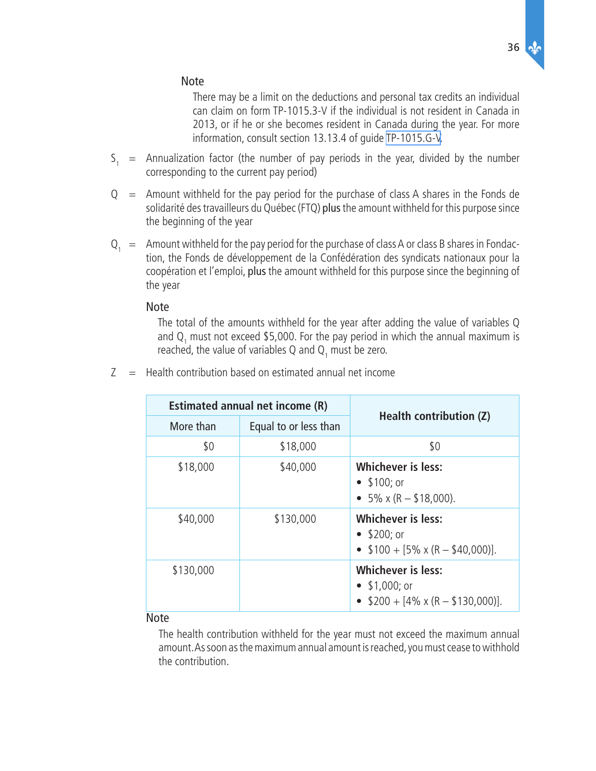Note

There may be a limit on the deductions and personal tax credits an individual can claim on form TP-1015.3-V if the individual is not resident in Canada in 2013, or if he or she becomes resident in Canada during the year. For more information, consult section 13.13.4 of guide TP-1015.G-V.

$S_1$ = Annualization factor (the number of pay periods in the year, divided by the number corresponding to the current pay period)

$Q$ = Amount withheld for the pay period for the purchase of class A shares in the Fonds de solidarité des travailleurs du Québec (FTQ) **plus** the amount withheld for this purpose since the beginning of the year

$Q_1$ = Amount withheld for the pay period for the purchase of class A or class B shares in Fondaction, the Fonds de développement de la Confédération des syndicats nationaux pour la coopération et l'emploi, **plus** the amount withheld for this purpose since the beginning of the year

Note

The total of the amounts withheld for the year after adding the value of variables $Q$ and $Q_1$ must not exceed $5,000. For the pay period in which the annual maximum is reached, the value of variables $Q$ and $Q_1$ must be zero.

$Z$ = Health contribution based on estimated annual net income

| **Estimated annual net income (R)** | | **Health contribution (Z)** |
|---|---|---|
| More than | Equal to or less than | |
| $0 | $18,000 | $0 |
| $18,000 | $40,000 | **Whichever is less:** <br>• $100; or <br>• 5% x (R – $18,000). |
| $40,000 | $130,000 | **Whichever is less:** <br>• $200; or <br>• $100 + [5% x (R – $40,000)]. |
| $130,000 | | **Whichever is less:** <br>• $1,000; or <br>• $200 + [4% x (R – $130,000)]. |

Note

The health contribution withheld for the year must not exceed the maximum annual amount. As soon as the maximum annual amount is reached, you must cease to withhold the contribution.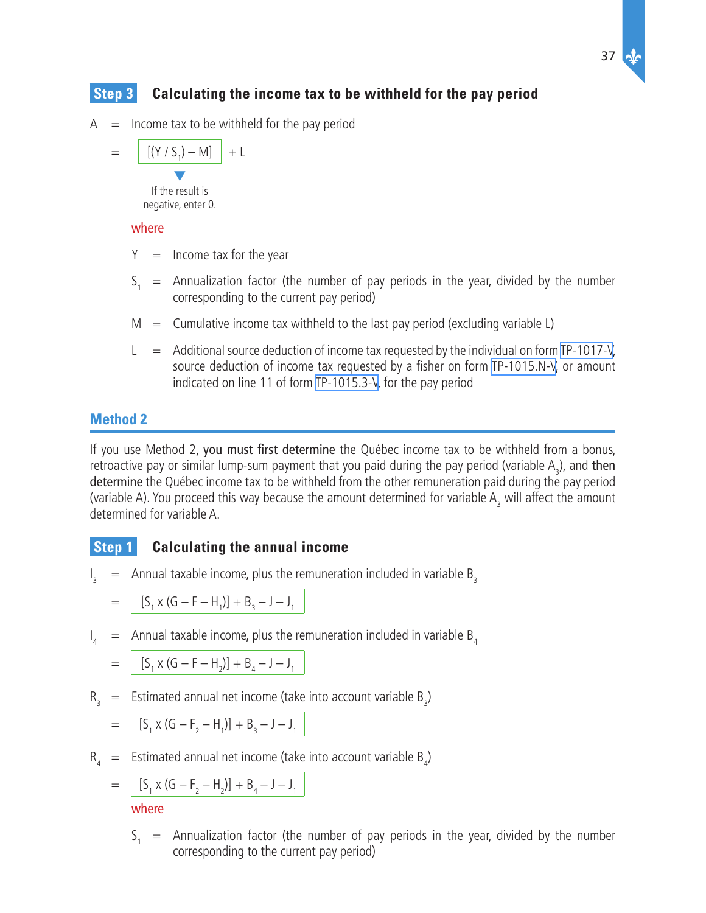## Step 3 Calculating the income tax to be withheld for the pay period

A = Income tax to be withheld for the pay period

$$= [(Y / S_1) - M] + L$$

If the result is negative, enter 0.

where

$Y$ = Income tax for the year

$S_1$ = Annualization factor (the number of pay periods in the year, divided by the number corresponding to the current pay period)

$M$ = Cumulative income tax withheld to the last pay period (excluding variable L)

$L$ = Additional source deduction of income tax requested by the individual on form TP-1017-V, source deduction of income tax requested by a fisher on form TP-1015.N-V, or amount indicated on line 11 of form TP-1015.3-V, for the pay period

## Method 2

If you use Method 2, **you must first determine** the Québec income tax to be withheld from a bonus, retroactive pay or similar lump-sum payment that you paid during the pay period (variable $A_3$), and **then determine** the Québec income tax to be withheld from the other remuneration paid during the pay period (variable A). You proceed this way because the amount determined for variable $A_3$ will affect the amount determined for variable A.

## Step 1 Calculating the annual income

$I_3$ = Annual taxable income, plus the remuneration included in variable $B_3$

$$= [S_1 \times (G - F - H_1)] + B_3 - J - J_1$$

$I_4$ = Annual taxable income, plus the remuneration included in variable $B_4$

$$= [S_1 \times (G - F - H_2)] + B_4 - J - J_1$$

$R_3$ = Estimated annual net income (take into account variable $B_3$)

$$= [S_1 \times (G - F_2 - H_1)] + B_3 - J - J_1$$

$R_4$ = Estimated annual net income (take into account variable $B_4$)

$$= [S_1 \times (G - F_2 - H_2)] + B_4 - J - J_1$$

where

$S_1$ = Annualization factor (the number of pay periods in the year, divided by the number corresponding to the current pay period)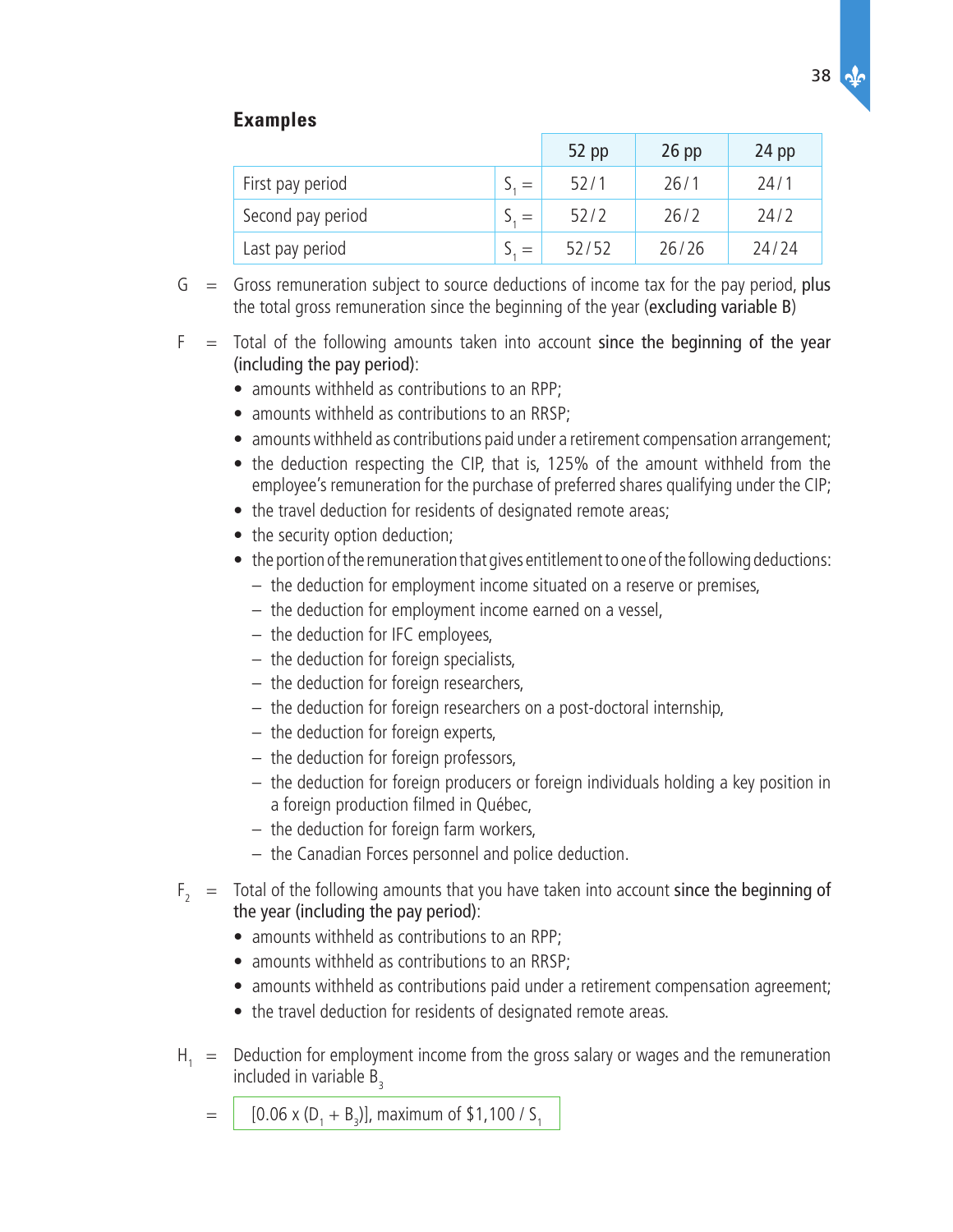### Examples

| | | 52 pp | 26 pp | 24 pp |
|---|---|---|---|---|
| First pay period | $S_1$ = | 52 / 1 | 26 / 1 | 24 / 1 |
| Second pay period | $S_1$ = | 52 / 2 | 26 / 2 | 24 / 2 |
| Last pay period | $S_1$ = | 52 / 52 | 26 / 26 | 24 / 24 |

G = Gross remuneration subject to source deductions of income tax for the pay period, plus the total gross remuneration since the beginning of the year (excluding variable B)

F = Total of the following amounts taken into account since the beginning of the year (including the pay period):

- amounts withheld as contributions to an RPP;
- amounts withheld as contributions to an RRSP;
- amounts withheld as contributions paid under a retirement compensation arrangement;
- the deduction respecting the CIP, that is, 125% of the amount withheld from the employee's remuneration for the purchase of preferred shares qualifying under the CIP;
- the travel deduction for residents of designated remote areas;
- the security option deduction;
- the portion of the remuneration that gives entitlement to one of the following deductions:
  - the deduction for employment income situated on a reserve or premises,
  - the deduction for employment income earned on a vessel,
  - the deduction for IFC employees,
  - the deduction for foreign specialists,
  - the deduction for foreign researchers,
  - the deduction for foreign researchers on a post-doctoral internship,
  - the deduction for foreign experts,
  - the deduction for foreign professors,
  - the deduction for foreign producers or foreign individuals holding a key position in a foreign production filmed in Québec,
  - the deduction for foreign farm workers,
  - the Canadian Forces personnel and police deduction.

$F_2$ = Total of the following amounts that you have taken into account since the beginning of the year (including the pay period):

- amounts withheld as contributions to an RPP;
- amounts withheld as contributions to an RRSP;
- amounts withheld as contributions paid under a retirement compensation agreement;
- the travel deduction for residents of designated remote areas.

$H_1$ = Deduction for employment income from the gross salary or wages and the remuneration included in variable $B_3$

= $[0.06 \times (D_1 + B_3)]$, maximum of $1,100 / $S_1$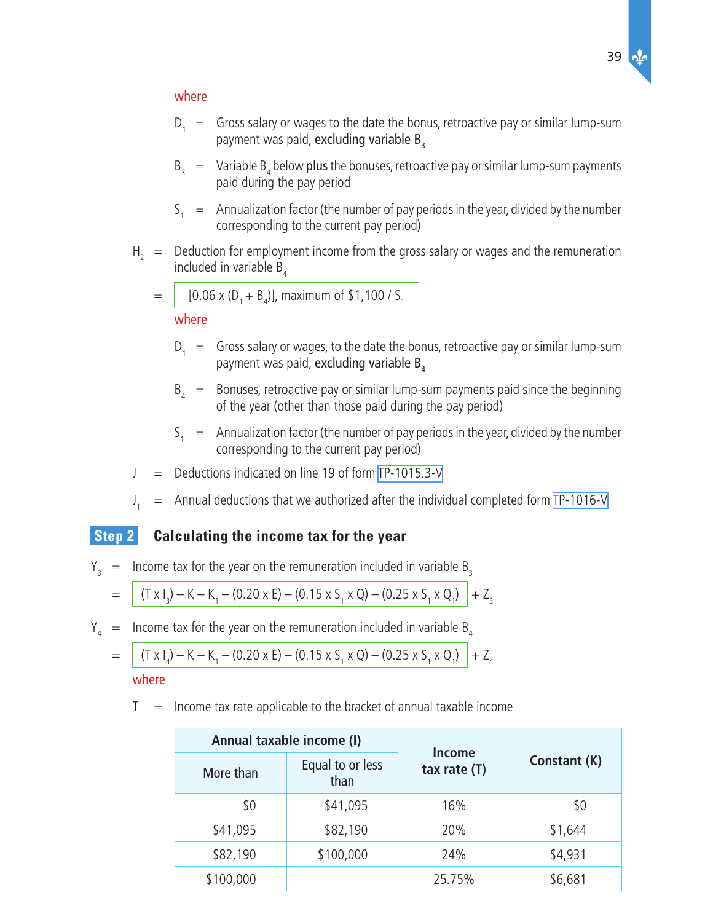where

$D_1$ = Gross salary or wages to the date the bonus, retroactive pay or similar lump-sum payment was paid, **excluding variable** $B_3$

$B_3$ = Variable $B_4$ below **plus** the bonuses, retroactive pay or similar lump-sum payments paid during the pay period

$S_1$ = Annualization factor (the number of pay periods in the year, divided by the number corresponding to the current pay period)

$H_2$ = Deduction for employment income from the gross salary or wages and the remuneration included in variable $B_4$

= $[0.06 \times (D_1 + B_4)]$, maximum of $\$1{,}100 / S_1$

where

$D_1$ = Gross salary or wages, to the date the bonus, retroactive pay or similar lump-sum payment was paid, **excluding variable** $B_4$

$B_4$ = Bonuses, retroactive pay or similar lump-sum payments paid since the beginning of the year (other than those paid during the pay period)

$S_1$ = Annualization factor (the number of pay periods in the year, divided by the number corresponding to the current pay period)

$J$ = Deductions indicated on line 19 of form TP-1015.3-V

$J_1$ = Annual deductions that we authorized after the individual completed form TP-1016-V

## Step 2 Calculating the income tax for the year

$Y_3$ = Income tax for the year on the remuneration included in variable $B_3$

$$= (T \times I_3) - K - K_1 - (0.20 \times E) - (0.15 \times S_1 \times Q) - (0.25 \times S_1 \times Q_1) + Z_3$$

$Y_4$ = Income tax for the year on the remuneration included in variable $B_4$

$$= (T \times I_4) - K - K_1 - (0.20 \times E) - (0.15 \times S_1 \times Q) - (0.25 \times S_1 \times Q_1) + Z_4$$

where

$T$ = Income tax rate applicable to the bracket of annual taxable income

| Annual taxable income (I) | | Income tax rate (T) | Constant (K) |
|---|---|---|---|
| More than | Equal to or less than | | |
| $0 | $41,095 | 16% | $0 |
| $41,095 | $82,190 | 20% | $1,644 |
| $82,190 | $100,000 | 24% | $4,931 |
| $100,000 | | 25.75% | $6,681 |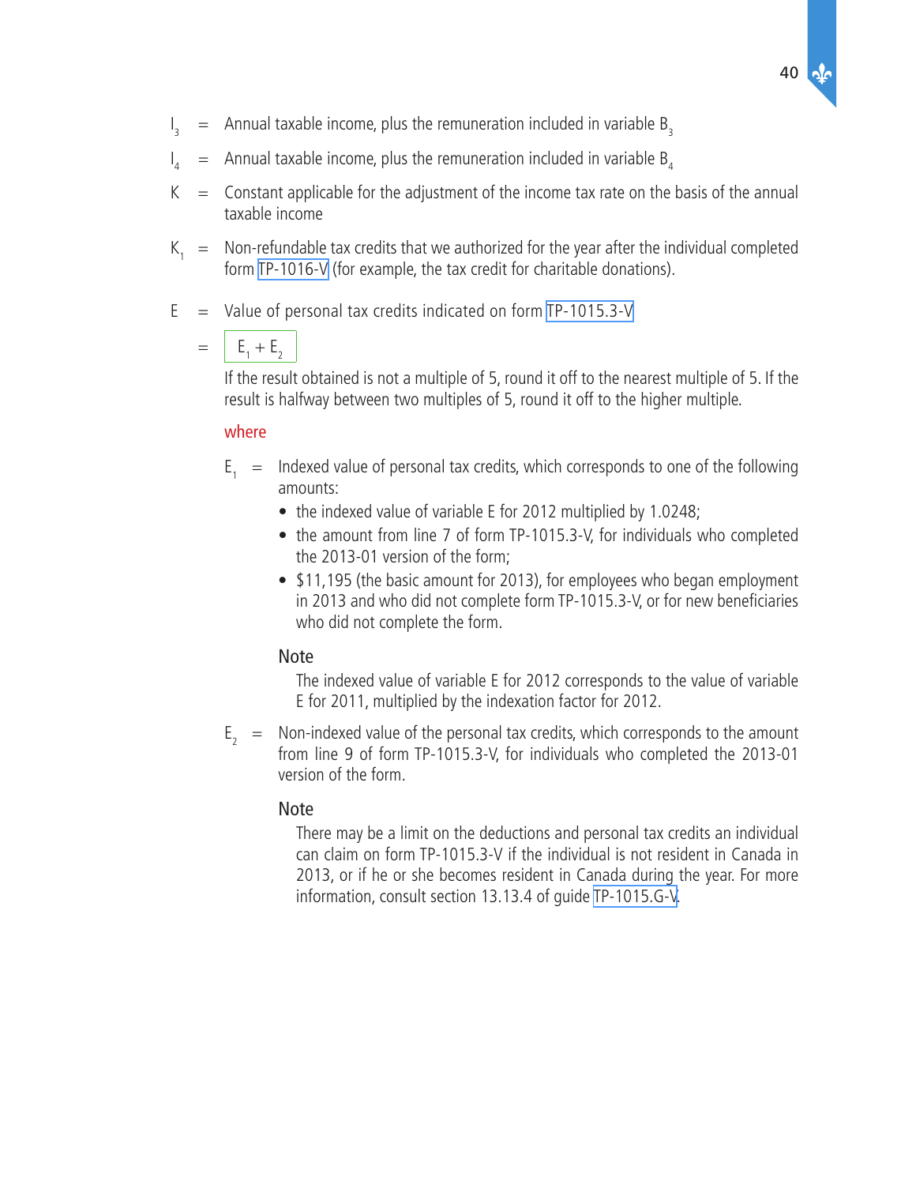$I_3$ = Annual taxable income, plus the remuneration included in variable $B_3$

$I_4$ = Annual taxable income, plus the remuneration included in variable $B_4$

K = Constant applicable for the adjustment of the income tax rate on the basis of the annual taxable income

$K_1$ = Non-refundable tax credits that we authorized for the year after the individual completed form TP-1016-V (for example, the tax credit for charitable donations).

E = Value of personal tax credits indicated on form TP-1015.3-V

= $E_1 + E_2$

If the result obtained is not a multiple of 5, round it off to the nearest multiple of 5. If the result is halfway between two multiples of 5, round it off to the higher multiple.

where

$E_1$ = Indexed value of personal tax credits, which corresponds to one of the following amounts:

- the indexed value of variable E for 2012 multiplied by 1.0248;
- the amount from line 7 of form TP-1015.3-V, for individuals who completed the 2013-01 version of the form;
- $11,195 (the basic amount for 2013), for employees who began employment in 2013 and who did not complete form TP-1015.3-V, or for new beneficiaries who did not complete the form.

Note

The indexed value of variable E for 2012 corresponds to the value of variable E for 2011, multiplied by the indexation factor for 2012.

$E_2$ = Non-indexed value of the personal tax credits, which corresponds to the amount from line 9 of form TP-1015.3-V, for individuals who completed the 2013-01 version of the form.

Note

There may be a limit on the deductions and personal tax credits an individual can claim on form TP-1015.3-V if the individual is not resident in Canada in 2013, or if he or she becomes resident in Canada during the year. For more information, consult section 13.13.4 of guide TP-1015.G-V.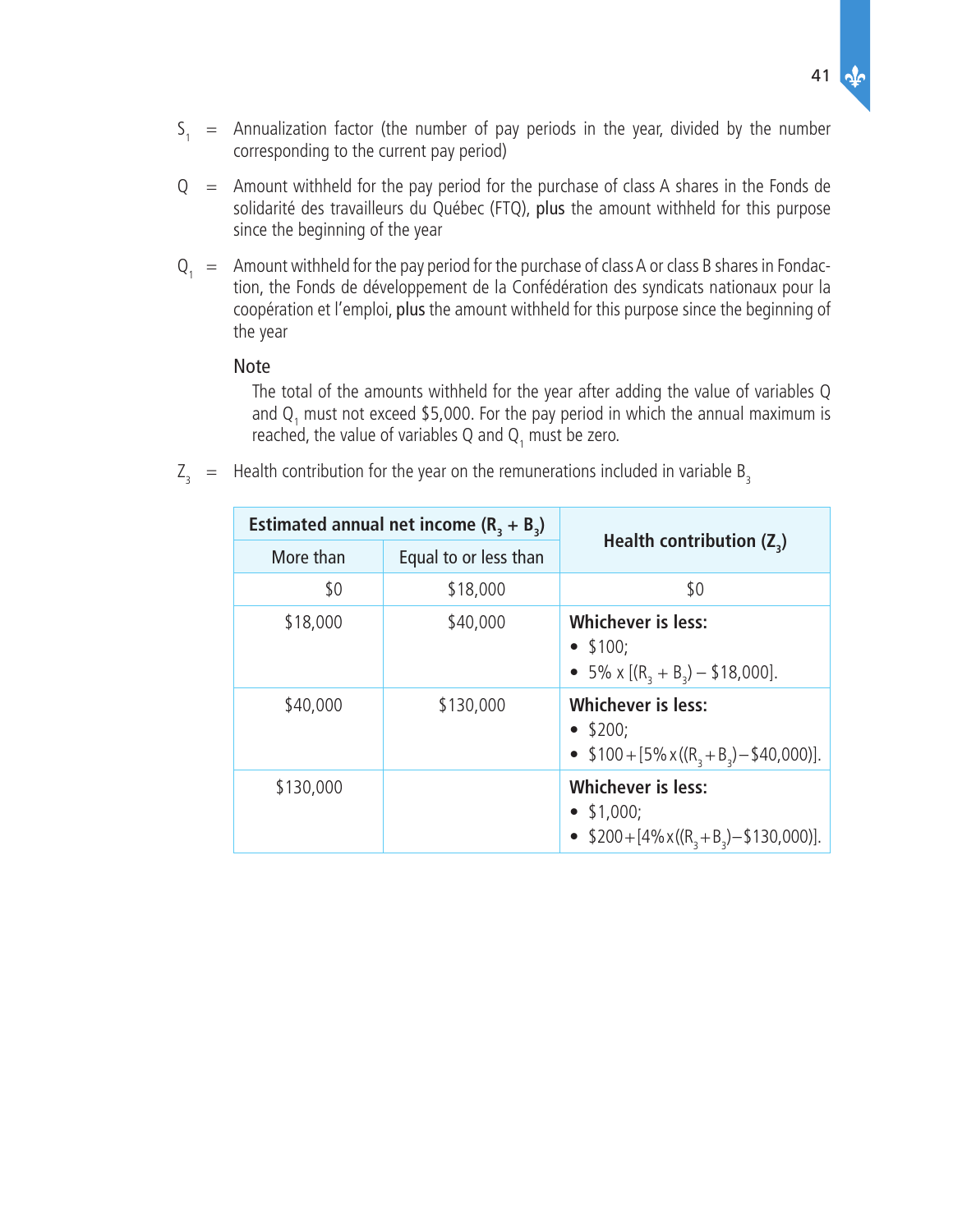$S_1$ = Annualization factor (the number of pay periods in the year, divided by the number corresponding to the current pay period)

$Q$ = Amount withheld for the pay period for the purchase of class A shares in the Fonds de solidarité des travailleurs du Québec (FTQ), **plus** the amount withheld for this purpose since the beginning of the year

$Q_1$ = Amount withheld for the pay period for the purchase of class A or class B shares in Fondaction, the Fonds de développement de la Confédération des syndicats nationaux pour la coopération et l'emploi, **plus** the amount withheld for this purpose since the beginning of the year

Note

The total of the amounts withheld for the year after adding the value of variables Q and $Q_1$ must not exceed \$5,000. For the pay period in which the annual maximum is reached, the value of variables Q and $Q_1$ must be zero.

$Z_3$ = Health contribution for the year on the remunerations included in variable $B_3$

| **Estimated annual net income ($R_3$ + $B_3$)** | | **Health contribution ($Z_3$)** |
|---|---|---|
| More than | Equal to or less than | |
| \$0 | \$18,000 | \$0 |
| \$18,000 | \$40,000 | **Whichever is less:** • \$100; • 5% x [($R_3$ + $B_3$) – \$18,000]. |
| \$40,000 | \$130,000 | **Whichever is less:** • \$200; • \$100 + [5% x (($R_3$ + $B_3$) – \$40,000)]. |
| \$130,000 | | **Whichever is less:** • \$1,000; • \$200 + [4% x (($R_3$ + $B_3$) – \$130,000)]. |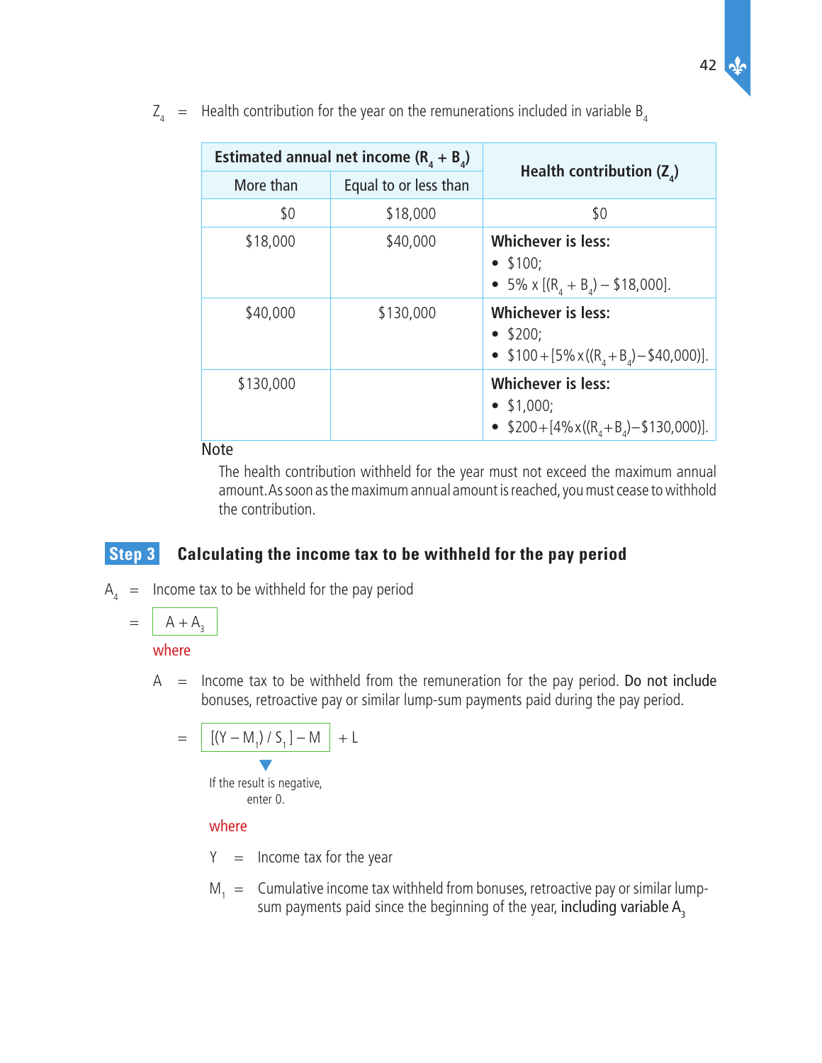$Z_4$ = Health contribution for the year on the remunerations included in variable $B_4$

| Estimated annual net income ($R_4 + B_4$) | | Health contribution ($Z_4$) |
|---|---|---|
| More than | Equal to or less than | |
| $0 | $18,000 | $0 |
| $18,000 | $40,000 | **Whichever is less:** • $100; • 5% x [($R_4 + B_4$) – $18,000]. |
| $40,000 | $130,000 | **Whichever is less:** • $200; • $100 + [5% x (($R_4 + B_4$) – $40,000)]. |
| $130,000 | | **Whichever is less:** • $1,000; • $200 + [4% x (($R_4 + B_4$) – $130,000)]. |

Note

The health contribution withheld for the year must not exceed the maximum annual amount. As soon as the maximum annual amount is reached, you must cease to withhold the contribution.

## Step 3 Calculating the income tax to be withheld for the pay period

$A_4$ = Income tax to be withheld for the pay period

$$= A + A_3$$

where

A = Income tax to be withheld from the remuneration for the pay period. **Do not include** bonuses, retroactive pay or similar lump-sum payments paid during the pay period.

$$= [(Y - M_1) / S_1] - M \quad + L$$

If the result is negative, enter 0.

where

Y = Income tax for the year

$M_1$ = Cumulative income tax withheld from bonuses, retroactive pay or similar lump-sum payments paid since the beginning of the year, **including variable $A_3$**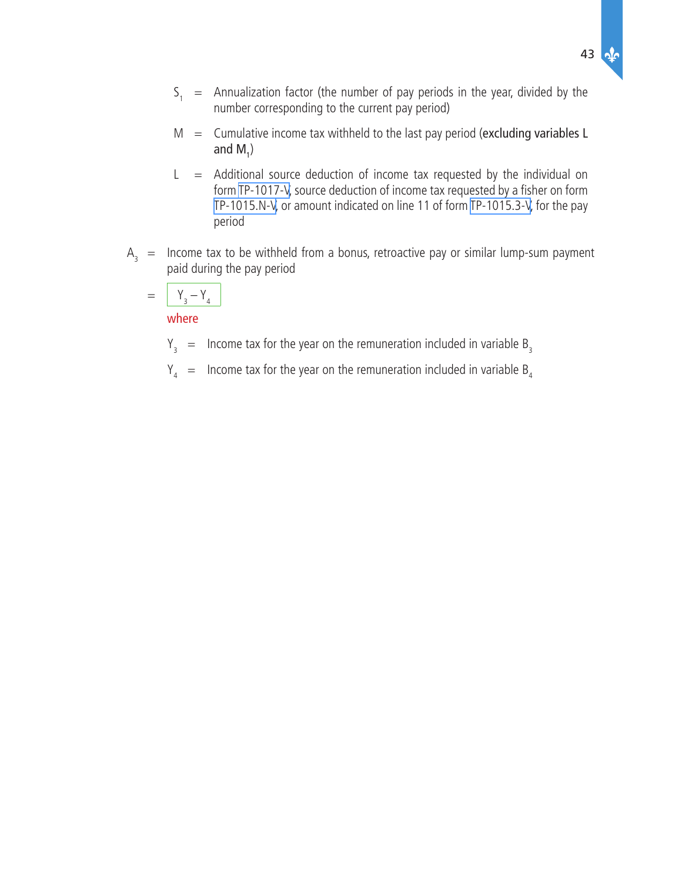$S_1$ = Annualization factor (the number of pay periods in the year, divided by the number corresponding to the current pay period)

$M$ = Cumulative income tax withheld to the last pay period (**excluding variables L and $M_1$**)

$L$ = Additional source deduction of income tax requested by the individual on form TP-1017-V, source deduction of income tax requested by a fisher on form TP-1015.N-V, or amount indicated on line 11 of form TP-1015.3-V, for the pay period

$A_3$ = Income tax to be withheld from a bonus, retroactive pay or similar lump-sum payment paid during the pay period

$$= Y_3 - Y_4$$

where

$Y_3$ = Income tax for the year on the remuneration included in variable $B_3$

$Y_4$ = Income tax for the year on the remuneration included in variable $B_4$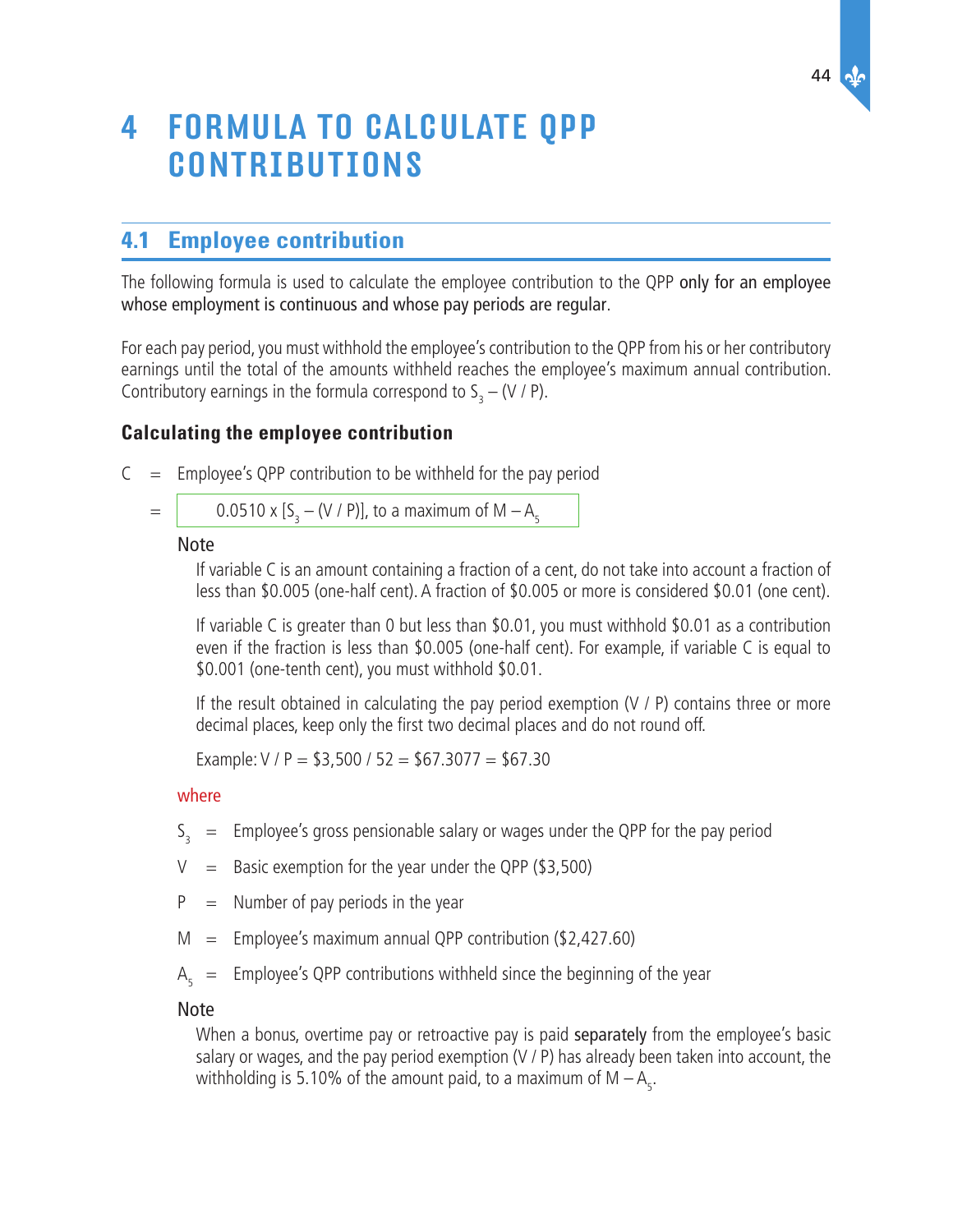# 4 FORMULA TO CALCULATE QPP CONTRIBUTIONS

## 4.1 Employee contribution

The following formula is used to calculate the employee contribution to the QPP only for an employee whose employment is continuous and whose pay periods are regular.

For each pay period, you must withhold the employee's contribution to the QPP from his or her contributory earnings until the total of the amounts withheld reaches the employee's maximum annual contribution. Contributory earnings in the formula correspond to $S_3 – (V / P)$.

### Calculating the employee contribution

C = Employee's QPP contribution to be withheld for the pay period

= $0.0510 \times [S_3 – (V / P)]$, to a maximum of $M – A_5$

Note

If variable C is an amount containing a fraction of a cent, do not take into account a fraction of less than $0.005 (one-half cent). A fraction of $0.005 or more is considered $0.01 (one cent).

If variable C is greater than 0 but less than $0.01, you must withhold $0.01 as a contribution even if the fraction is less than $0.005 (one-half cent). For example, if variable C is equal to $0.001 (one-tenth cent), you must withhold $0.01.

If the result obtained in calculating the pay period exemption (V / P) contains three or more decimal places, keep only the first two decimal places and do not round off.

Example: V / P = $3,500 / 52 = $67.3077 = $67.30

where

$S_3$ = Employee's gross pensionable salary or wages under the QPP for the pay period

V = Basic exemption for the year under the QPP ($3,500)

P = Number of pay periods in the year

M = Employee's maximum annual QPP contribution ($2,427.60)

$A_5$ = Employee's QPP contributions withheld since the beginning of the year

Note

When a bonus, overtime pay or retroactive pay is paid separately from the employee's basic salary or wages, and the pay period exemption (V / P) has already been taken into account, the withholding is 5.10% of the amount paid, to a maximum of $M – A_5$.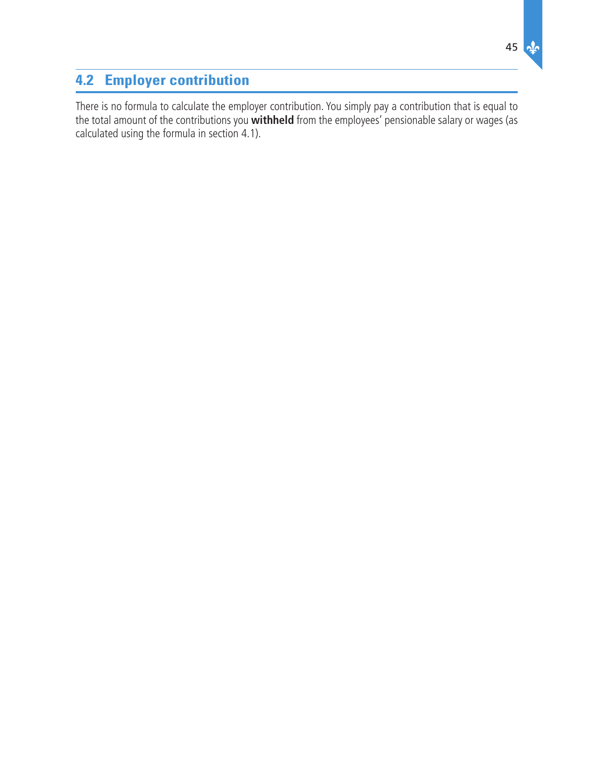## 4.2 Employer contribution

There is no formula to calculate the employer contribution. You simply pay a contribution that is equal to the total amount of the contributions you **withheld** from the employees' pensionable salary or wages (as calculated using the formula in section 4.1).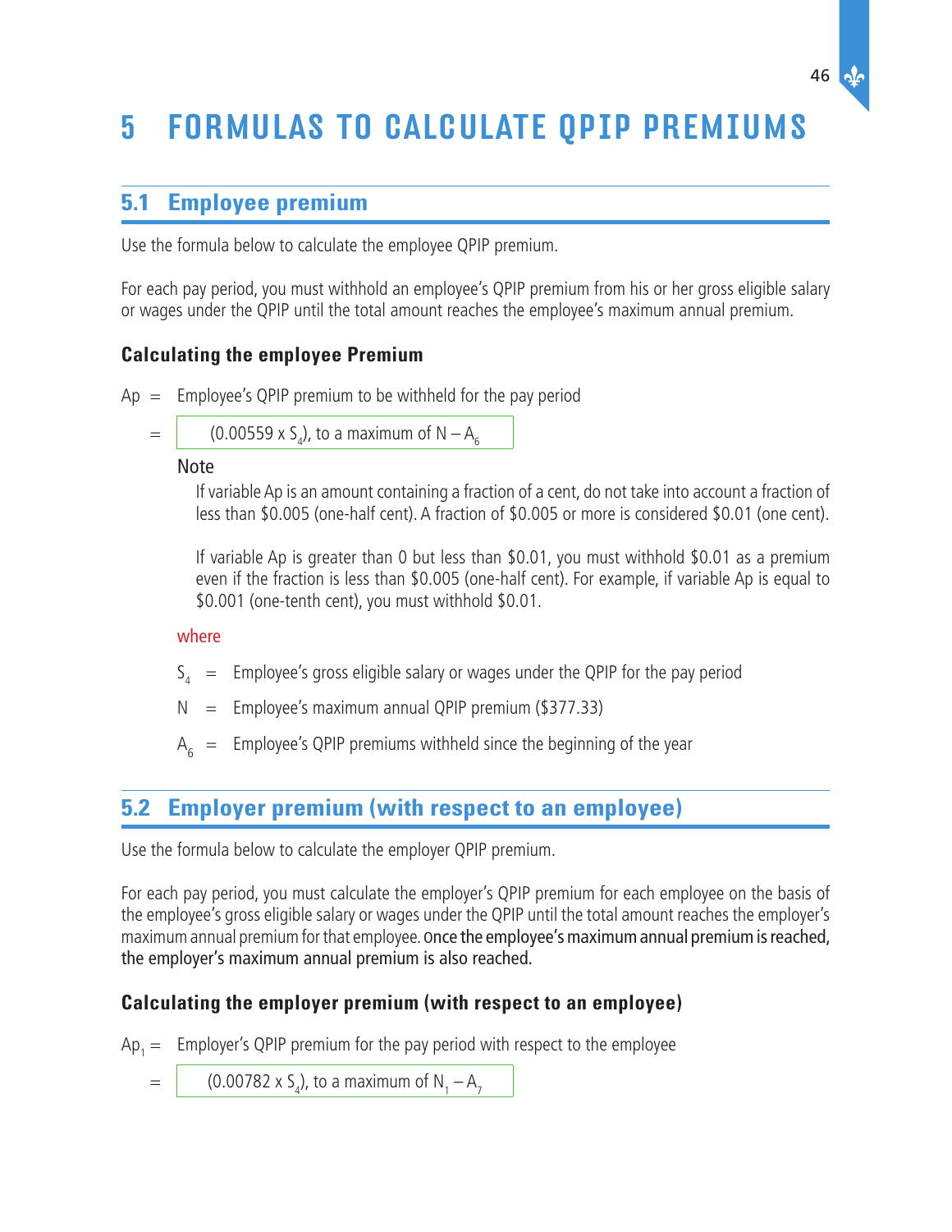# 5 FORMULAS TO CALCULATE QPIP PREMIUMS

## 5.1 Employee premium

Use the formula below to calculate the employee QPIP premium.

For each pay period, you must withhold an employee's QPIP premium from his or her gross eligible salary or wages under the QPIP until the total amount reaches the employee's maximum annual premium.

### Calculating the employee Premium

Ap = Employee's QPIP premium to be withheld for the pay period

= $(0.00559 \times S_4)$, to a maximum of $N - A_6$

Note

If variable Ap is an amount containing a fraction of a cent, do not take into account a fraction of less than $0.005 (one-half cent). A fraction of $0.005 or more is considered $0.01 (one cent).

If variable Ap is greater than 0 but less than $0.01, you must withhold $0.01 as a premium even if the fraction is less than $0.005 (one-half cent). For example, if variable Ap is equal to $0.001 (one-tenth cent), you must withhold $0.01.

where

$S_4$ = Employee's gross eligible salary or wages under the QPIP for the pay period

N = Employee's maximum annual QPIP premium ($377.33)

$A_6$ = Employee's QPIP premiums withheld since the beginning of the year

## 5.2 Employer premium (with respect to an employee)

Use the formula below to calculate the employer QPIP premium.

For each pay period, you must calculate the employer's QPIP premium for each employee on the basis of the employee's gross eligible salary or wages under the QPIP until the total amount reaches the employer's maximum annual premium for that employee. Once the employee's maximum annual premium is reached, the employer's maximum annual premium is also reached.

### Calculating the employer premium (with respect to an employee)

$Ap_1$ = Employer's QPIP premium for the pay period with respect to the employee

= $(0.00782 \times S_4)$, to a maximum of $N_1 - A_7$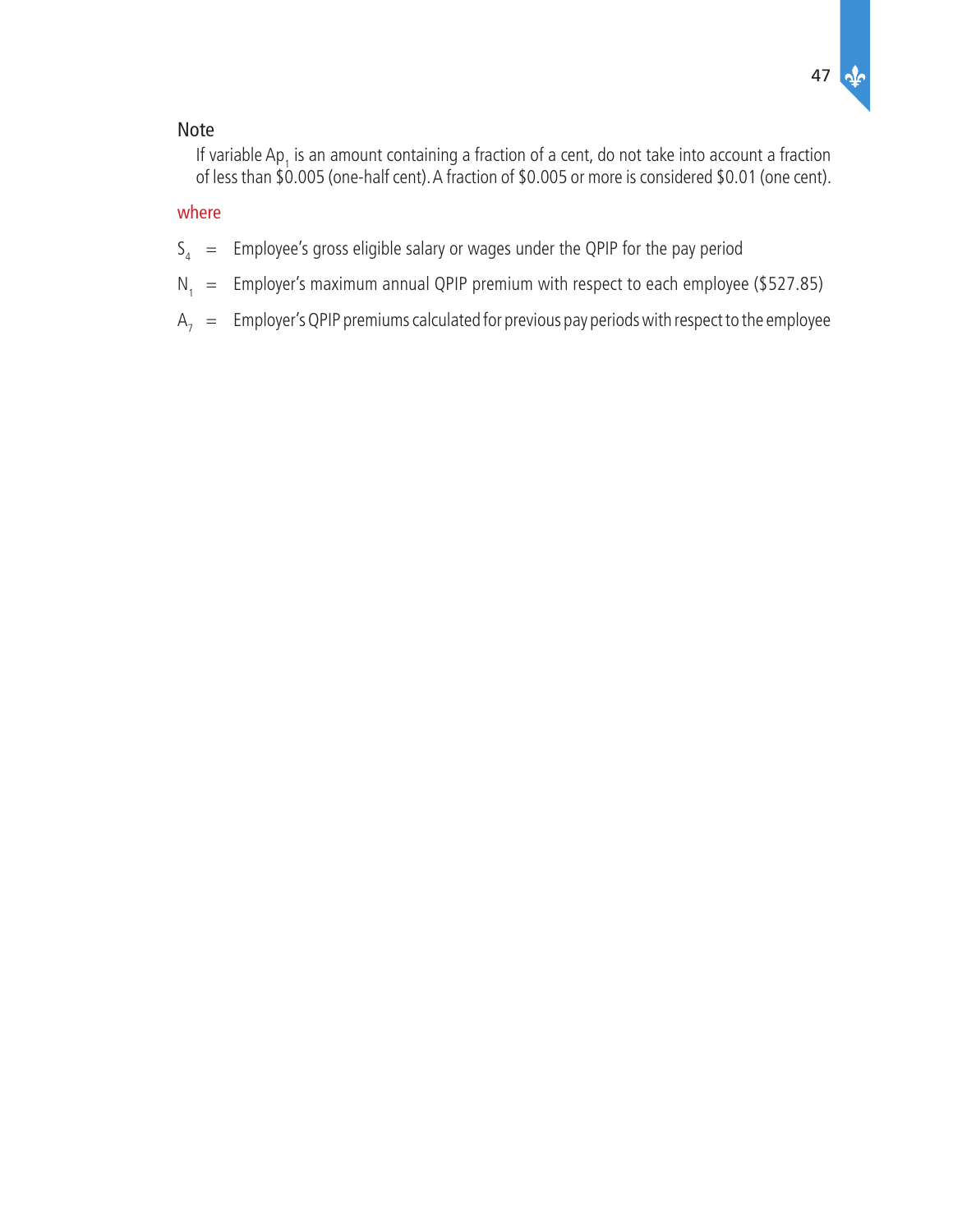### Note

If variable $Ap_1$ is an amount containing a fraction of a cent, do not take into account a fraction of less than $0.005 (one-half cent). A fraction of $0.005 or more is considered $0.01 (one cent).

where

$S_4$ = Employee's gross eligible salary or wages under the QPIP for the pay period

$N_1$ = Employer's maximum annual QPIP premium with respect to each employee ($527.85)

$A_7$ = Employer's QPIP premiums calculated for previous pay periods with respect to the employee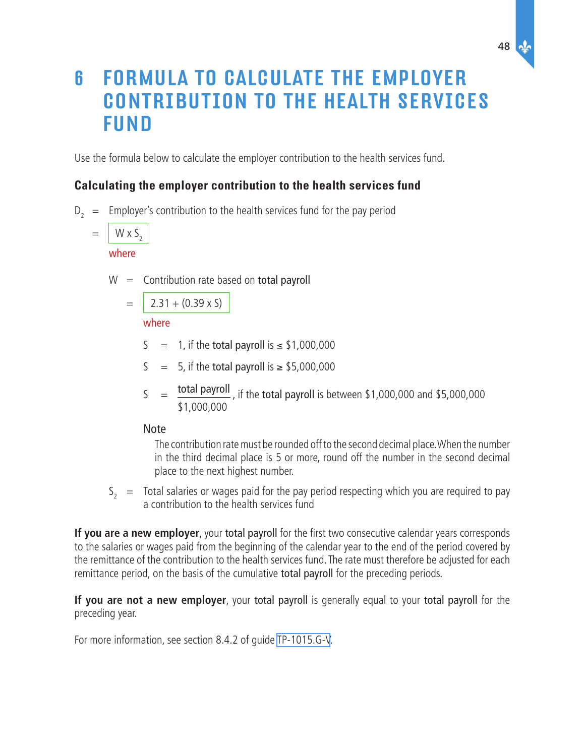# 6 FORMULA TO CALCULATE THE EMPLOYER CONTRIBUTION TO THE HEALTH SERVICES FUND

Use the formula below to calculate the employer contribution to the health services fund.

### Calculating the employer contribution to the health services fund

$D_2$ = Employer's contribution to the health services fund for the pay period

= $W \times S_2$

where

W = Contribution rate based on **total payroll**

= $2.31 + (0.39 \times S)$

where

S = 1, if the **total payroll** is ≤ $1,000,000

S = 5, if the **total payroll** is ≥ $5,000,000

S = $\frac{\text{total payroll}}{\$1{,}000{,}000}$, if the **total payroll** is between $1,000,000 and $5,000,000

Note

The contribution rate must be rounded off to the second decimal place. When the number in the third decimal place is 5 or more, round off the number in the second decimal place to the next highest number.

$S_2$ = Total salaries or wages paid for the pay period respecting which you are required to pay a contribution to the health services fund

**If you are a new employer**, your **total payroll** for the first two consecutive calendar years corresponds to the salaries or wages paid from the beginning of the calendar year to the end of the period covered by the remittance of the contribution to the health services fund. The rate must therefore be adjusted for each remittance period, on the basis of the cumulative **total payroll** for the preceding periods.

**If you are not a new employer**, your **total payroll** is generally equal to your **total payroll** for the preceding year.

For more information, see section 8.4.2 of guide TP-1015.G-V.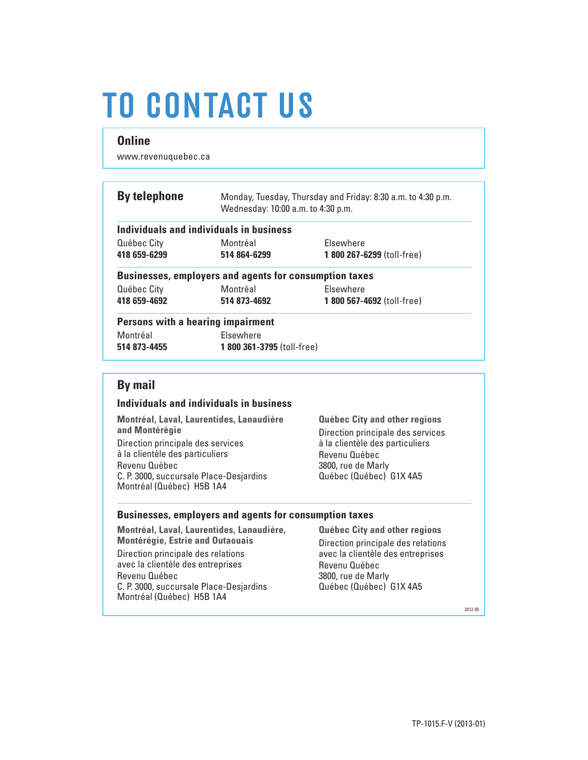# TO CONTACT US

## Online

www.revenuquebec.ca

## By telephone

Monday, Tuesday, Thursday and Friday: 8:30 a.m. to 4:30 p.m.
Wednesday: 10:00 a.m. to 4:30 p.m.

### Individuals and individuals in business

| Québec City | Montréal | Elsewhere |
| --- | --- | --- |
| **418 659-6299** | **514 864-6299** | **1 800 267-6299** (toll-free) |

### Businesses, employers and agents for consumption taxes

| Québec City | Montréal | Elsewhere |
| --- | --- | --- |
| **418 659-4692** | **514 873-4692** | **1 800 567-4692** (toll-free) |

### Persons with a hearing impairment

| Montréal | Elsewhere |
| --- | --- |
| **514 873-4455** | **1 800 361-3795** (toll-free) |

## By mail

### Individuals and individuals in business

**Montréal, Laval, Laurentides, Lanaudière and Montérégie**

Direction principale des services
à la clientèle des particuliers
Revenu Québec
C. P. 3000, succursale Place-Desjardins
Montréal (Québec) H5B 1A4

**Québec City and other regions**

Direction principale des services
à la clientèle des particuliers
Revenu Québec
3800, rue de Marly
Québec (Québec) G1X 4A5

### Businesses, employers and agents for consumption taxes

**Montréal, Laval, Lanaudière, Montérégie, Estrie and Outaouais**

Direction principale des relations
avec la clientèle des entreprises
Revenu Québec
C. P. 3000, succursale Place-Desjardins
Montréal (Québec) H5B 1A4

**Québec City and other regions**

Direction principale des relations
avec la clientèle des entreprises
Revenu Québec
3800, rue de Marly
Québec (Québec) G1X 4A5

2012-05

TP-1015.F-V (2013-01)